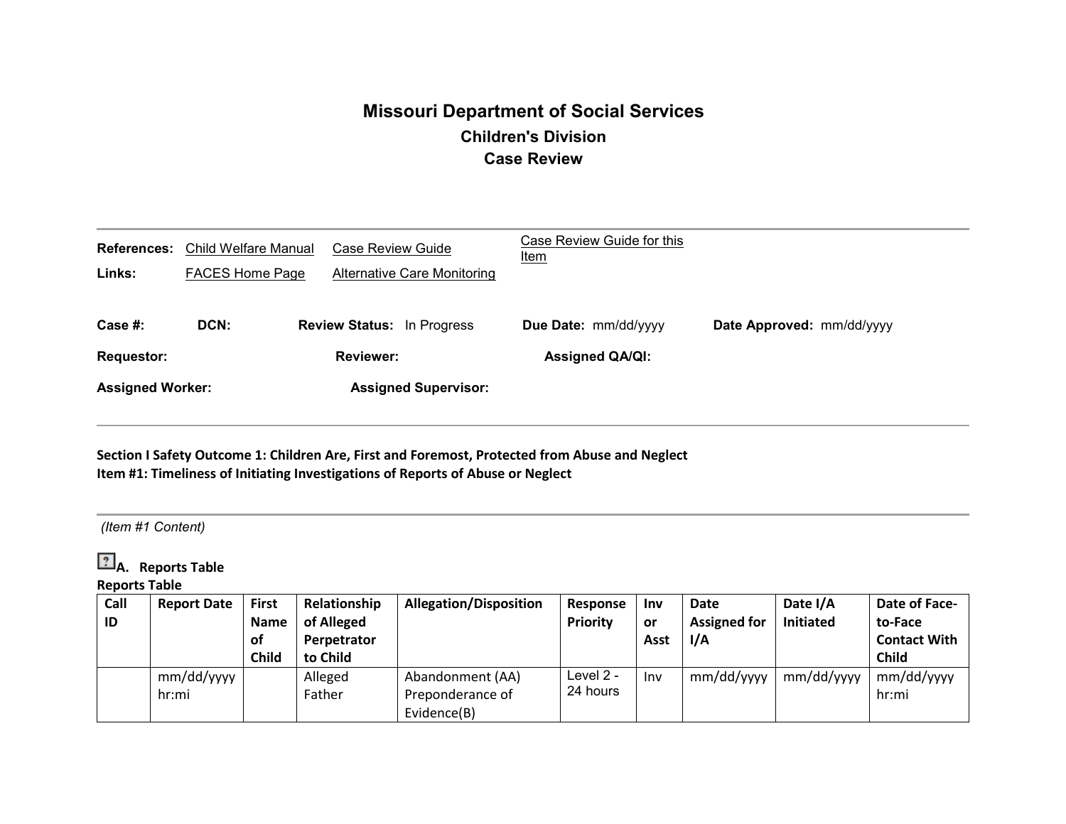# Missouri Department of Social Services

## Children's Division

## Case Review

**References:** Child Welfare Manual Case Review Guide Case Review Guide for this Item

**Links:** FACES Home Page Alternative Care Monitoring

**Case #:** **DCN:** **Review Status:** In Progress **Due Date:** mm/dd/yyyy **Date Approved:** mm/dd/yyyy

**Requestor:** **Reviewer:** **Assigned QA/QI:**

**Assigned Worker:** **Assigned Supervisor:**

**Section I Safety Outcome 1: Children Are, First and Foremost, Protected from Abuse and Neglect**
**Item #1: Timeliness of Initiating Investigations of Reports of Abuse or Neglect**

*(Item #1 Content)*

**A. Reports Table**

**Reports Table**

| Call ID | Report Date | First Name of Child | Relationship of Alleged Perpetrator to Child | Allegation/Disposition | Response Priority | Inv or Asst | Date Assigned for I/A | Date I/A Initiated | Date of Face-to-Face Contact With Child |
|---|---|---|---|---|---|---|---|---|---|
| | mm/dd/yyyy hr:mi | | Alleged Father | Abandonment (AA) Preponderance of Evidence(B) | Level 2 - 24 hours | Inv | mm/dd/yyyy | mm/dd/yyyy | mm/dd/yyyy hr:mi |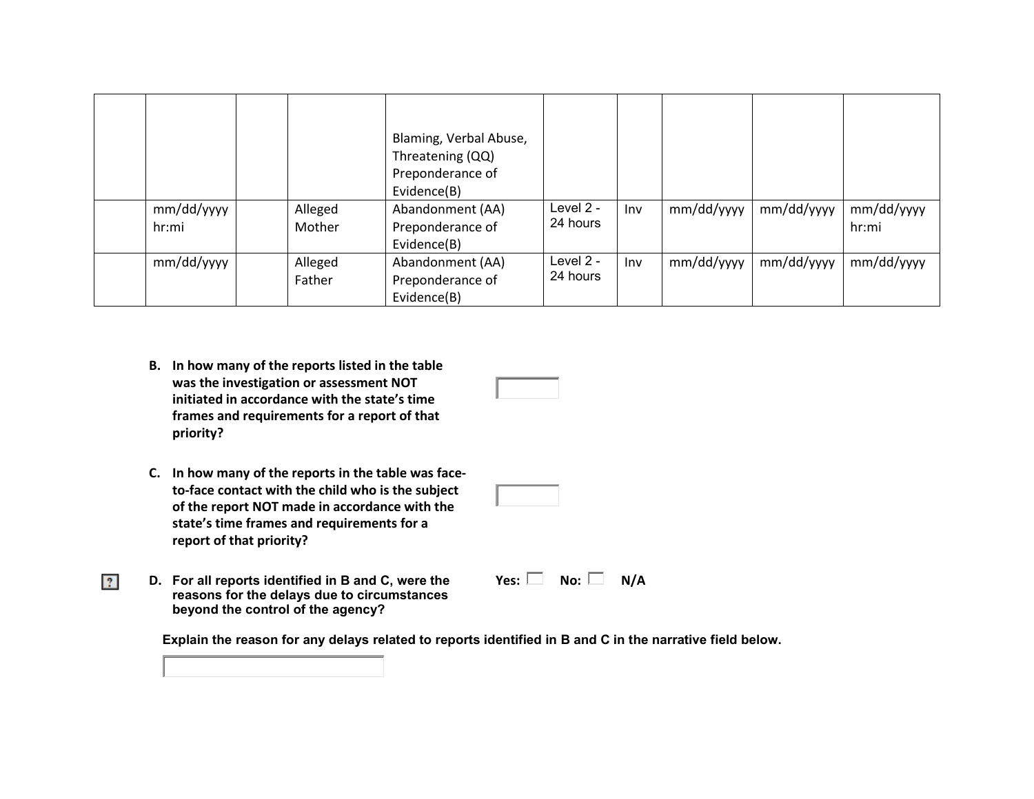| | | | | | | | | | |
|---|---|---|---|---|---|---|---|---|---|
| | | | | Blaming, Verbal Abuse, Threatening (QQ) Preponderance of Evidence(B) | | | | | |
| | mm/dd/yyyy hr:mi | | Alleged Mother | Abandonment (AA) Preponderance of Evidence(B) | Level 2 - 24 hours | Inv | mm/dd/yyyy | mm/dd/yyyy | mm/dd/yyyy hr:mi |
| | mm/dd/yyyy | | Alleged Father | Abandonment (AA) Preponderance of Evidence(B) | Level 2 - 24 hours | Inv | mm/dd/yyyy | mm/dd/yyyy | mm/dd/yyyy |

**B. In how many of the reports listed in the table was the investigation or assessment NOT initiated in accordance with the state's time frames and requirements for a report of that priority?**

**C. In how many of the reports in the table was face-to-face contact with the child who is the subject of the report NOT made in accordance with the state's time frames and requirements for a report of that priority?**

**D. For all reports identified in B and C, were the reasons for the delays due to circumstances beyond the control of the agency?** **Yes:** ☐ **No:** ☐ **N/A**

**Explain the reason for any delays related to reports identified in B and C in the narrative field below.**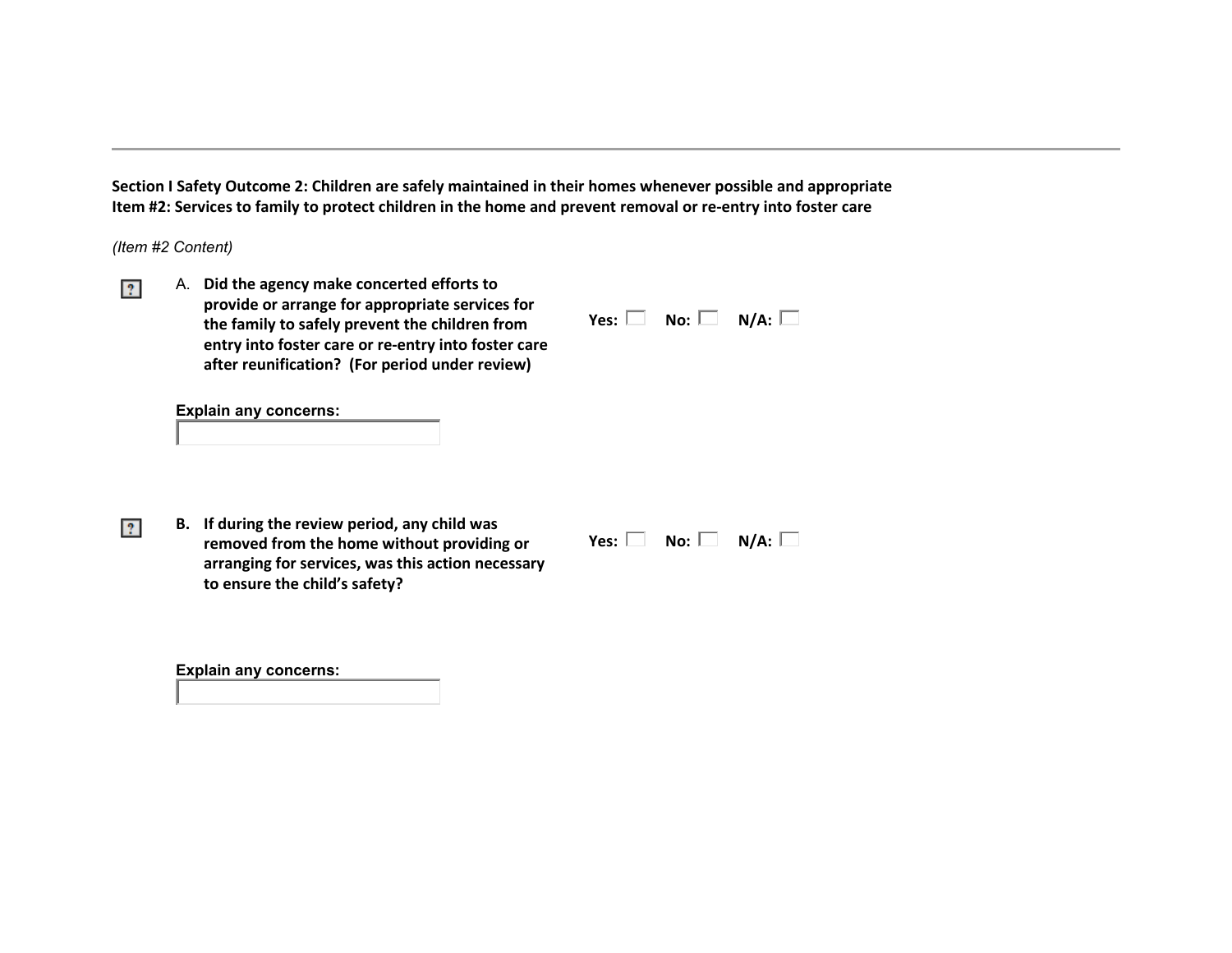**Section I Safety Outcome 2: Children are safely maintained in their homes whenever possible and appropriate**
**Item #2: Services to family to protect children in the home and prevent removal or re-entry into foster care**

*(Item #2 Content)*

A. **Did the agency make concerted efforts to provide or arrange for appropriate services for the family to safely prevent the children from entry into foster care or re-entry into foster care after reunification? (For period under review)**

**Yes:** ☐ **No:** ☐ **N/A:** ☐

**Explain any concerns:**

B. **If during the review period, any child was removed from the home without providing or arranging for services, was this action necessary to ensure the child's safety?**

**Yes:** ☐ **No:** ☐ **N/A:** ☐

**Explain any concerns:**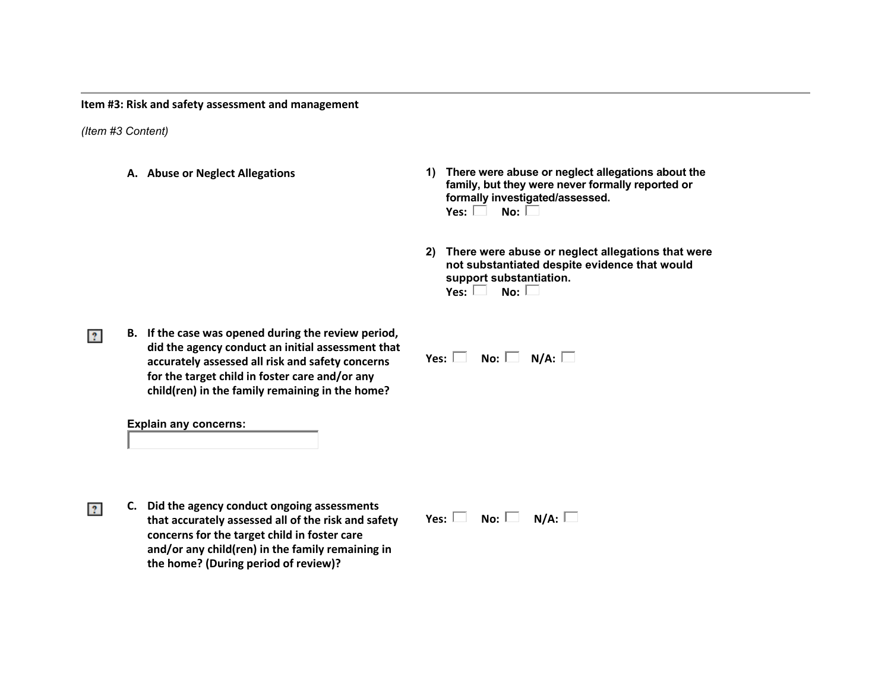**Item #3: Risk and safety assessment and management**

*(Item #3 Content)*

**A. Abuse or Neglect Allegations**

**1) There were abuse or neglect allegations about the family, but they were never formally reported or formally investigated/assessed.**
**Yes:** ☐ **No:** ☐

**2) There were abuse or neglect allegations that were not substantiated despite evidence that would support substantiation.**
**Yes:** ☐ **No:** ☐

**B. If the case was opened during the review period, did the agency conduct an initial assessment that accurately assessed all risk and safety concerns for the target child in foster care and/or any child(ren) in the family remaining in the home?**

**Yes:** ☐ **No:** ☐ **N/A:** ☐

**Explain any concerns:**

**C. Did the agency conduct ongoing assessments that accurately assessed all of the risk and safety concerns for the target child in foster care and/or any child(ren) in the family remaining in the home? (During period of review)?**

**Yes:** ☐ **No:** ☐ **N/A:** ☐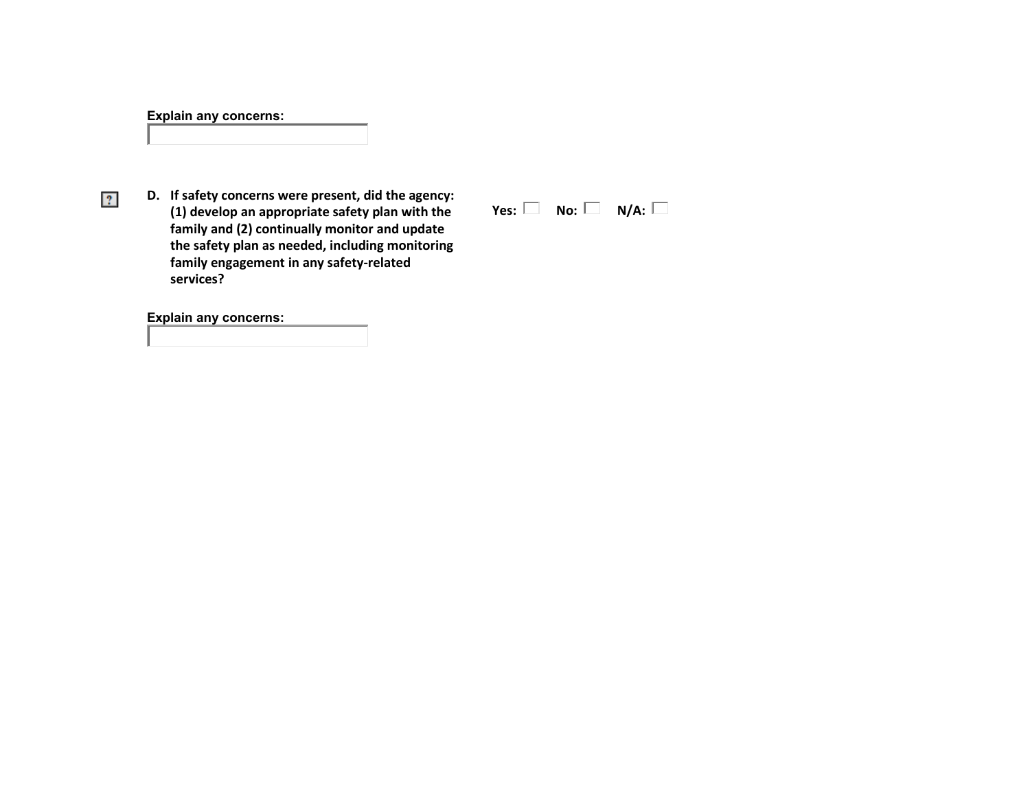**Explain any concerns:**

**D. If safety concerns were present, did the agency: (1) develop an appropriate safety plan with the family and (2) continually monitor and update the safety plan as needed, including monitoring family engagement in any safety-related services?**

**Yes:** ☐ **No:** ☐ **N/A:** ☐

**Explain any concerns:**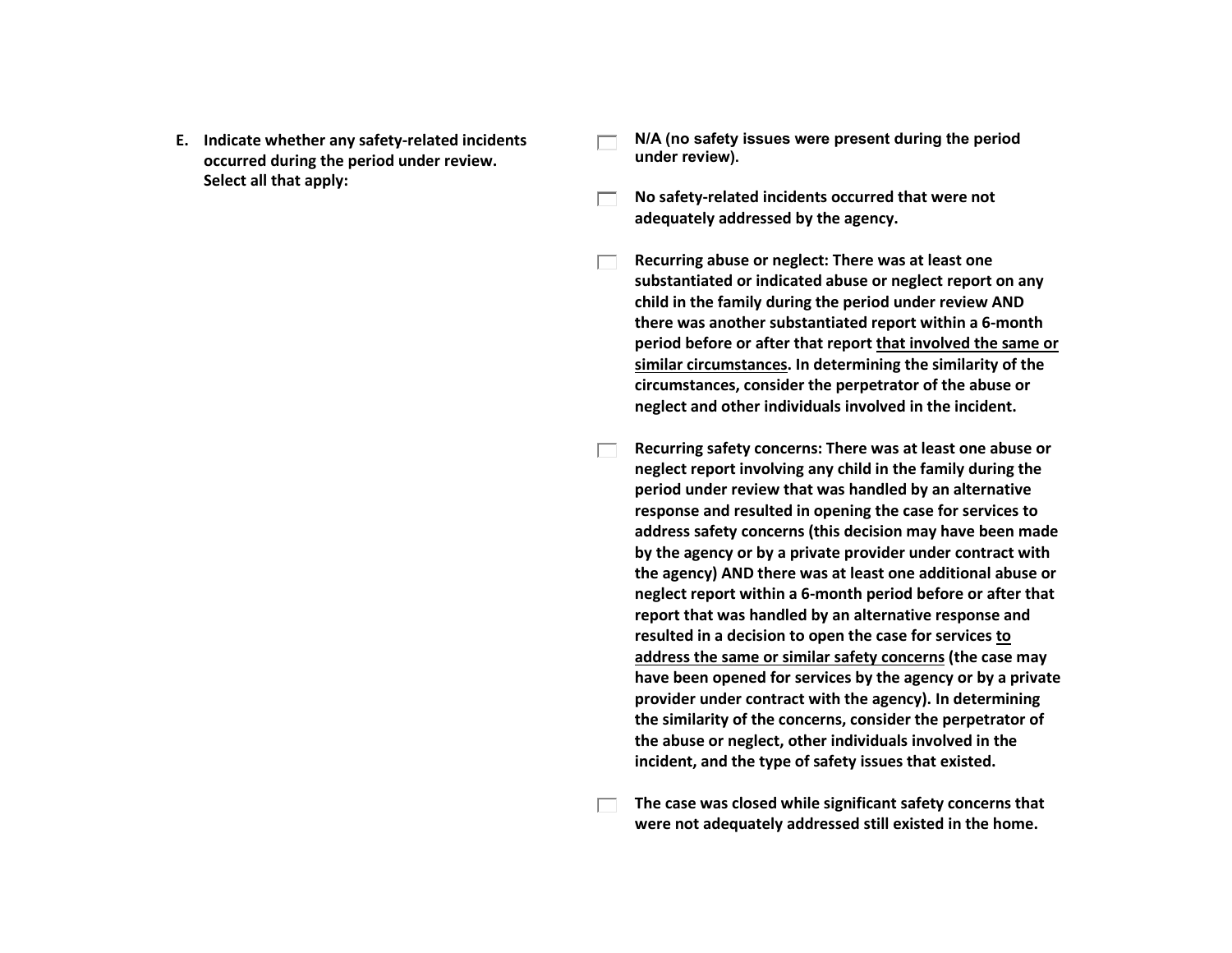**E. Indicate whether any safety-related incidents occurred during the period under review. Select all that apply:**

- ☐ N/A (no safety issues were present during the period under review).

- ☐ **No safety-related incidents occurred that were not adequately addressed by the agency.**

- ☐ **Recurring abuse or neglect: There was at least one substantiated or indicated abuse or neglect report on any child in the family during the period under review AND there was another substantiated report within a 6-month period before or after that report <u>that involved the same or similar circumstances</u>. In determining the similarity of the circumstances, consider the perpetrator of the abuse or neglect and other individuals involved in the incident.**

- ☐ **Recurring safety concerns: There was at least one abuse or neglect report involving any child in the family during the period under review that was handled by an alternative response and resulted in opening the case for services to address safety concerns (this decision may have been made by the agency or by a private provider under contract with the agency) AND there was at least one additional abuse or neglect report within a 6-month period before or after that report that was handled by an alternative response and resulted in a decision to open the case for services <u>to address the same or similar safety concerns</u> (the case may have been opened for services by the agency or by a private provider under contract with the agency). In determining the similarity of the concerns, consider the perpetrator of the abuse or neglect, other individuals involved in the incident, and the type of safety issues that existed.**

- ☐ **The case was closed while significant safety concerns that were not adequately addressed still existed in the home.**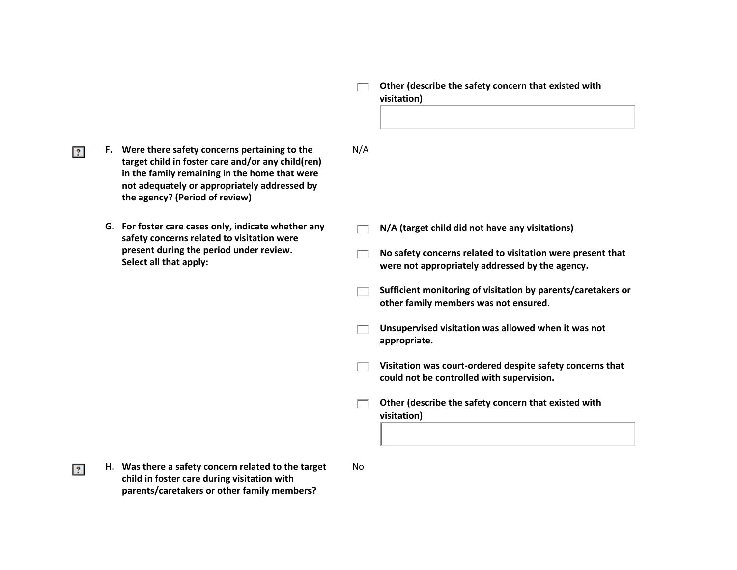- [ ] **Other (describe the safety concern that existed with visitation)**

**F. Were there safety concerns pertaining to the target child in foster care and/or any child(ren) in the family remaining in the home that were not adequately or appropriately addressed by the agency? (Period of review)**

N/A

**G. For foster care cases only, indicate whether any safety concerns related to visitation were present during the period under review. Select all that apply:**

- [ ] **N/A (target child did not have any visitations)**
- [ ] **No safety concerns related to visitation were present that were not appropriately addressed by the agency.**
- [ ] **Sufficient monitoring of visitation by parents/caretakers or other family members was not ensured.**
- [ ] **Unsupervised visitation was allowed when it was not appropriate.**
- [ ] **Visitation was court-ordered despite safety concerns that could not be controlled with supervision.**
- [ ] **Other (describe the safety concern that existed with visitation)**

**H. Was there a safety concern related to the target child in foster care during visitation with parents/caretakers or other family members?**

No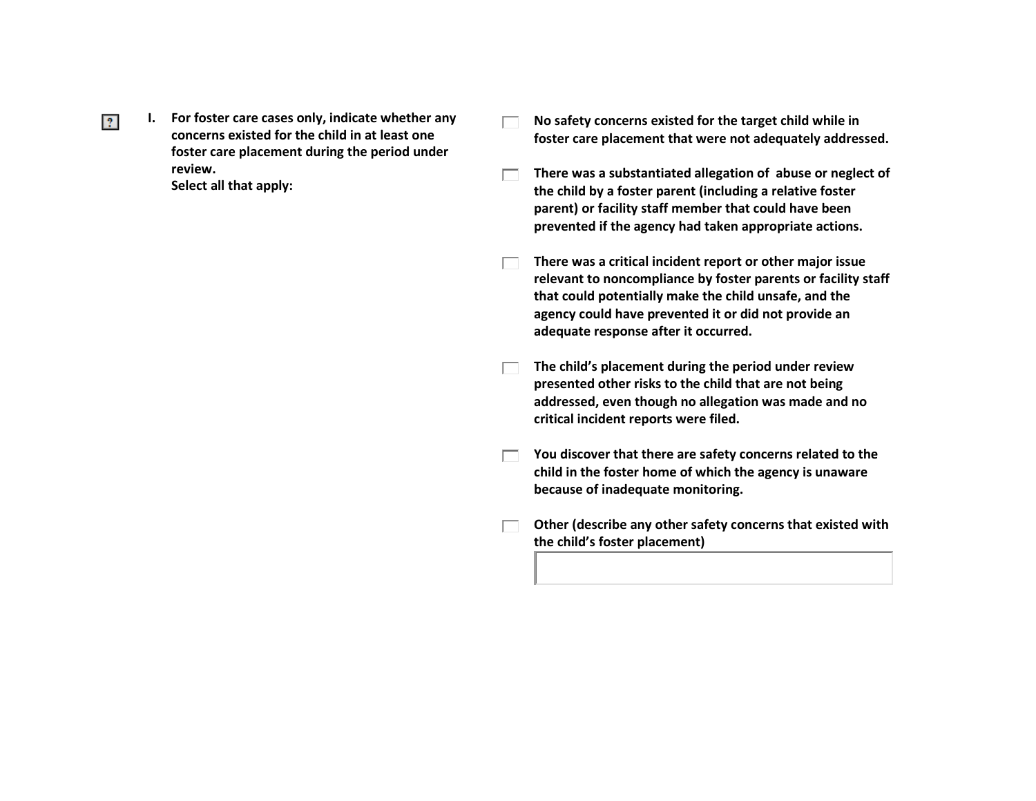**I. For foster care cases only, indicate whether any concerns existed for the child in at least one foster care placement during the period under review.**
**Select all that apply:**

- [ ] **No safety concerns existed for the target child while in foster care placement that were not adequately addressed.**
- [ ] **There was a substantiated allegation of abuse or neglect of the child by a foster parent (including a relative foster parent) or facility staff member that could have been prevented if the agency had taken appropriate actions.**
- [ ] **There was a critical incident report or other major issue relevant to noncompliance by foster parents or facility staff that could potentially make the child unsafe, and the agency could have prevented it or did not provide an adequate response after it occurred.**
- [ ] **The child's placement during the period under review presented other risks to the child that are not being addressed, even though no allegation was made and no critical incident reports were filed.**
- [ ] **You discover that there are safety concerns related to the child in the foster home of which the agency is unaware because of inadequate monitoring.**
- [ ] **Other (describe any other safety concerns that existed with the child's foster placement)**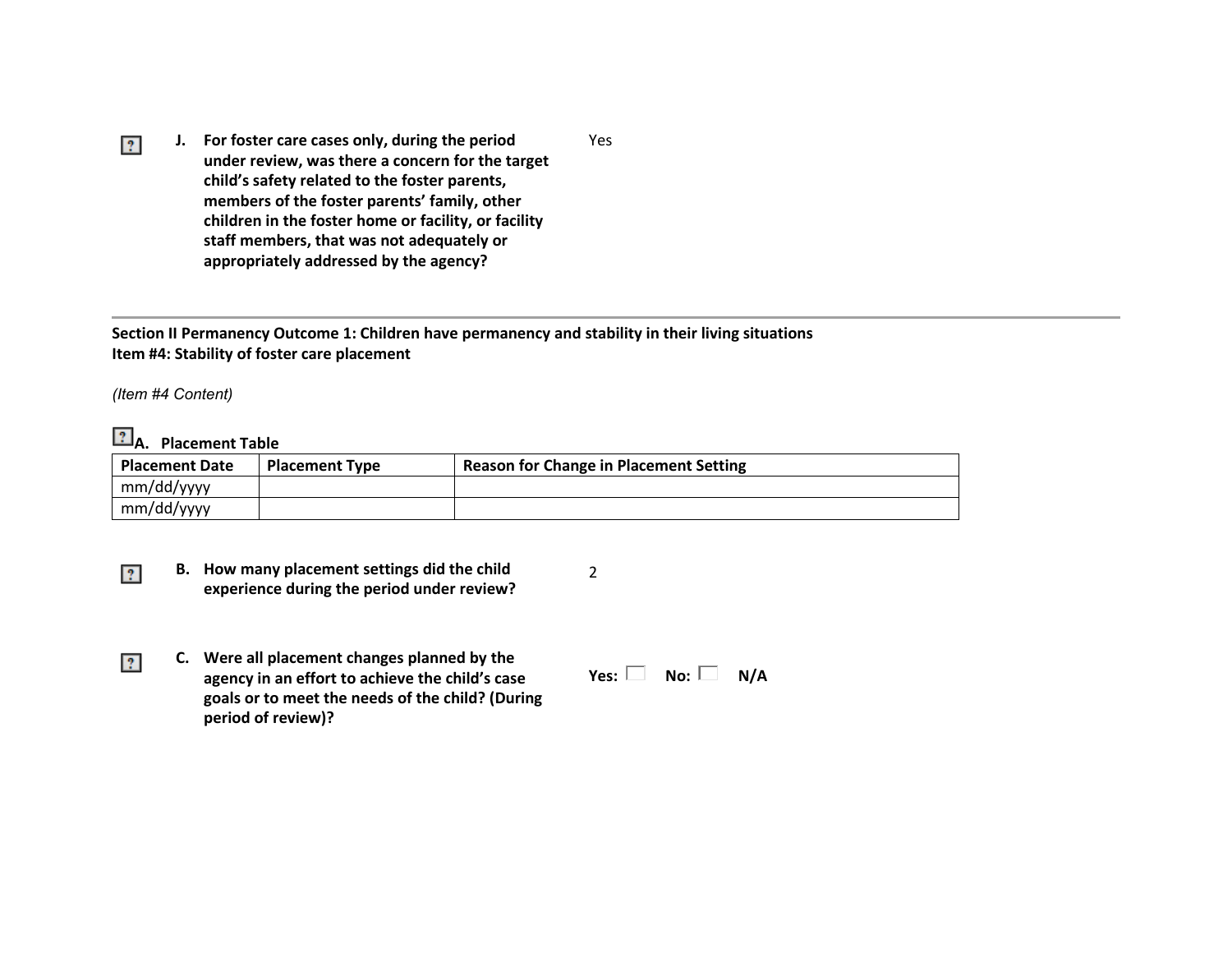**J. For foster care cases only, during the period under review, was there a concern for the target child's safety related to the foster parents, members of the foster parents' family, other children in the foster home or facility, or facility staff members, that was not adequately or appropriately addressed by the agency?**

Yes

---

**Section II Permanency Outcome 1: Children have permanency and stability in their living situations**
**Item #4: Stability of foster care placement**

*(Item #4 Content)*

**A. Placement Table**

| Placement Date | Placement Type | Reason for Change in Placement Setting |
|---|---|---|
| mm/dd/yyyy | | |
| mm/dd/yyyy | | |

**B. How many placement settings did the child experience during the period under review?**

2

**C. Were all placement changes planned by the agency in an effort to achieve the child's case goals or to meet the needs of the child? (During period of review)?**

**Yes:** ☐ **No:** ☐ **N/A**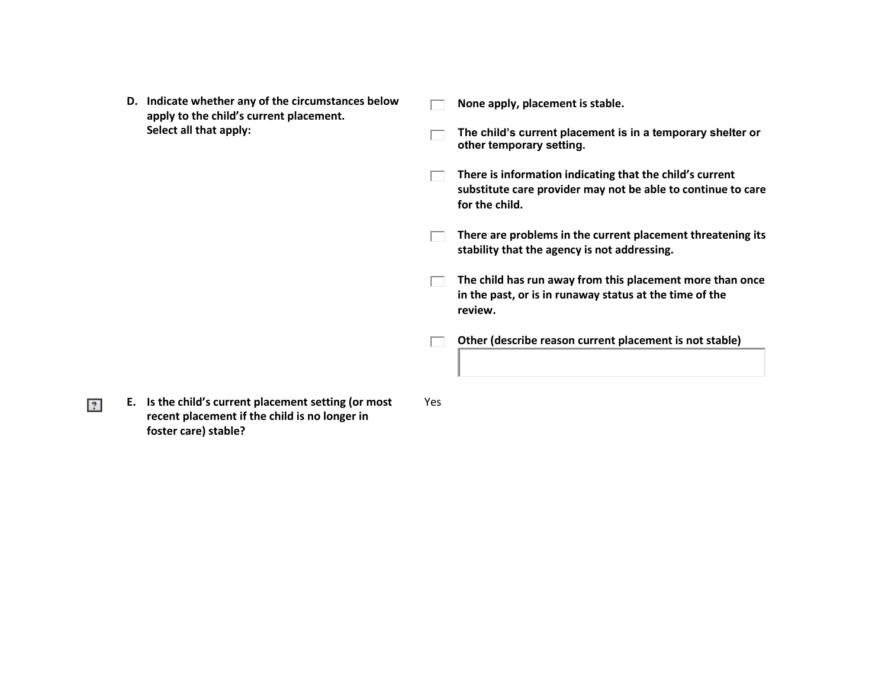**D. Indicate whether any of the circumstances below apply to the child's current placement. Select all that apply:**

- ☐ **None apply, placement is stable.**
- ☐ **The child's current placement is in a temporary shelter or other temporary setting.**
- ☐ **There is information indicating that the child's current substitute care provider may not be able to continue to care for the child.**
- ☐ **There are problems in the current placement threatening its stability that the agency is not addressing.**
- ☐ **The child has run away from this placement more than once in the past, or is in runaway status at the time of the review.**
- ☐ **Other (describe reason current placement is not stable)**

**E. Is the child's current placement setting (or most recent placement if the child is no longer in foster care) stable?**

Yes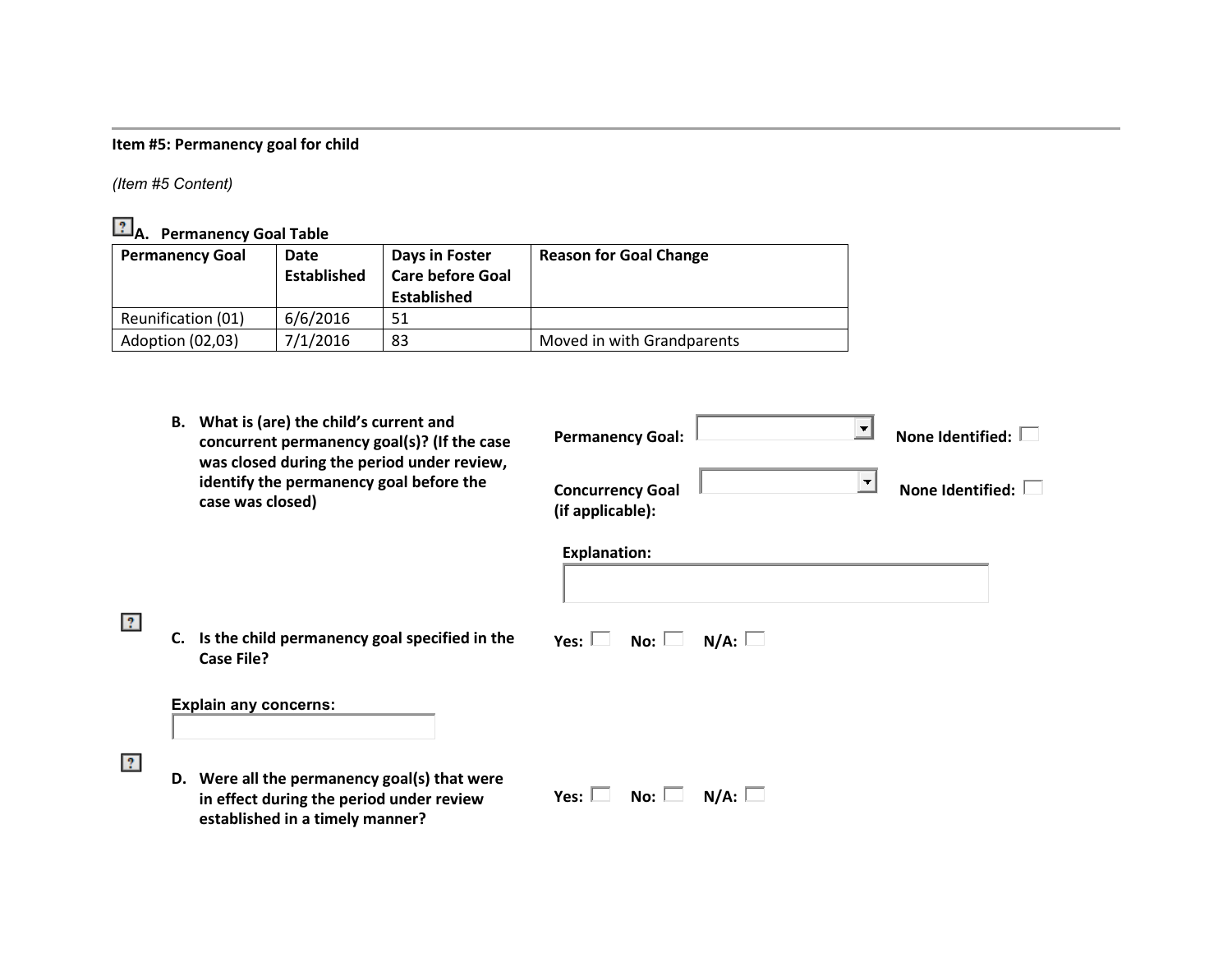**Item #5: Permanency goal for child**

*(Item #5 Content)*

**A. Permanency Goal Table**

| Permanency Goal | Date Established | Days in Foster Care before Goal Established | Reason for Goal Change |
|---|---|---|---|
| Reunification (01) | 6/6/2016 | 51 | |
| Adoption (02,03) | 7/1/2016 | 83 | Moved in with Grandparents |

**B. What is (are) the child's current and concurrent permanency goal(s)? (If the case was closed during the period under review, identify the permanency goal before the case was closed)**

**Permanency Goal:** ☐ **None Identified:** ☐

**Concurrency Goal (if applicable):** ☐ **None Identified:** ☐

**Explanation:**

**C. Is the child permanency goal specified in the Case File?**

**Yes:** ☐ **No:** ☐ **N/A:** ☐

**Explain any concerns:**

**D. Were all the permanency goal(s) that were in effect during the period under review established in a timely manner?**

**Yes:** ☐ **No:** ☐ **N/A:** ☐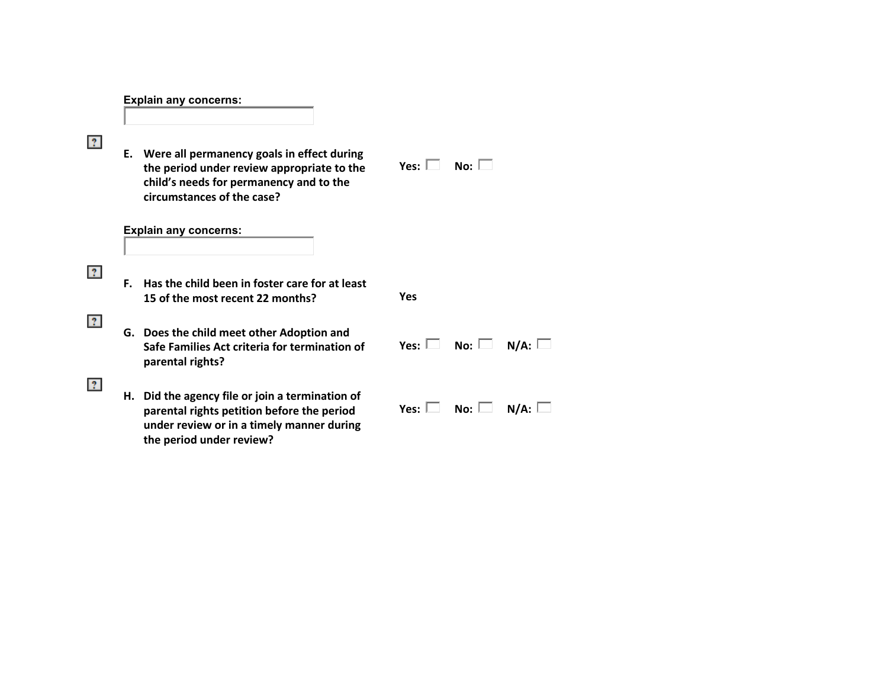**Explain any concerns:**

**E. Were all permanency goals in effect during the period under review appropriate to the child's needs for permanency and to the circumstances of the case?**

**Yes:** ☐ **No:** ☐

**Explain any concerns:**

**F. Has the child been in foster care for at least 15 of the most recent 22 months?**

**Yes**

**G. Does the child meet other Adoption and Safe Families Act criteria for termination of parental rights?**

**Yes:** ☐ **No:** ☐ **N/A:** ☐

**H. Did the agency file or join a termination of parental rights petition before the period under review or in a timely manner during the period under review?**

**Yes:** ☐ **No:** ☐ **N/A:** ☐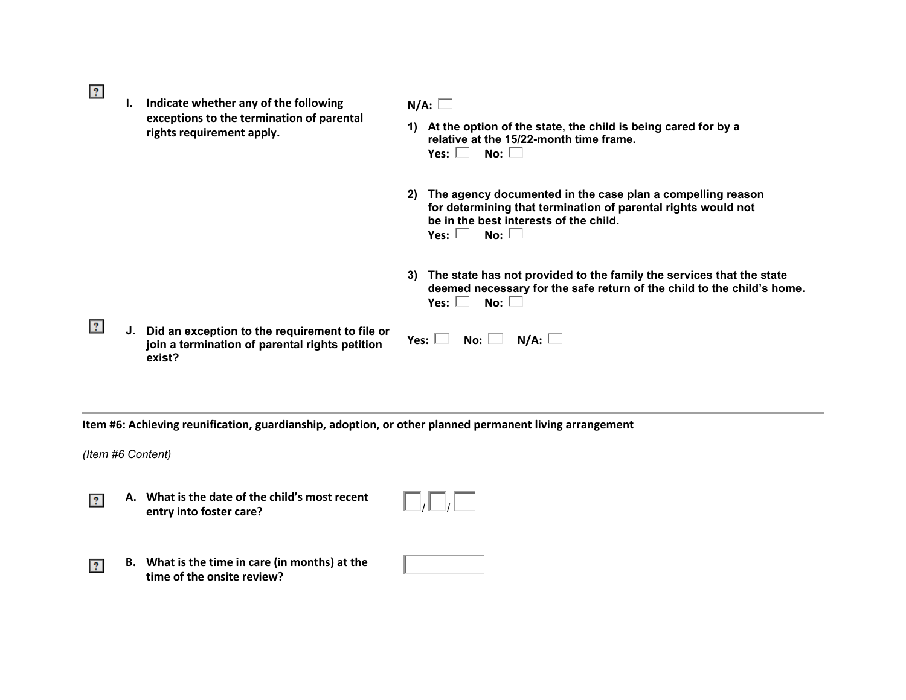**I. Indicate whether any of the following exceptions to the termination of parental rights requirement apply.**

**N/A:** ☐

1) **At the option of the state, the child is being cared for by a relative at the 15/22-month time frame.**
   **Yes:** ☐ **No:** ☐

2) **The agency documented in the case plan a compelling reason for determining that termination of parental rights would not be in the best interests of the child.**
   **Yes:** ☐ **No:** ☐

3) **The state has not provided to the family the services that the state deemed necessary for the safe return of the child to the child's home.**
   **Yes:** ☐ **No:** ☐

**J. Did an exception to the requirement to file or join a termination of parental rights petition exist?**

**Yes:** ☐ **No:** ☐ **N/A:** ☐

---

**Item #6: Achieving reunification, guardianship, adoption, or other planned permanent living arrangement**

*(Item #6 Content)*

**A. What is the date of the child's most recent entry into foster care?**

☐ / ☐ / ☐

**B. What is the time in care (in months) at the time of the onsite review?**

☐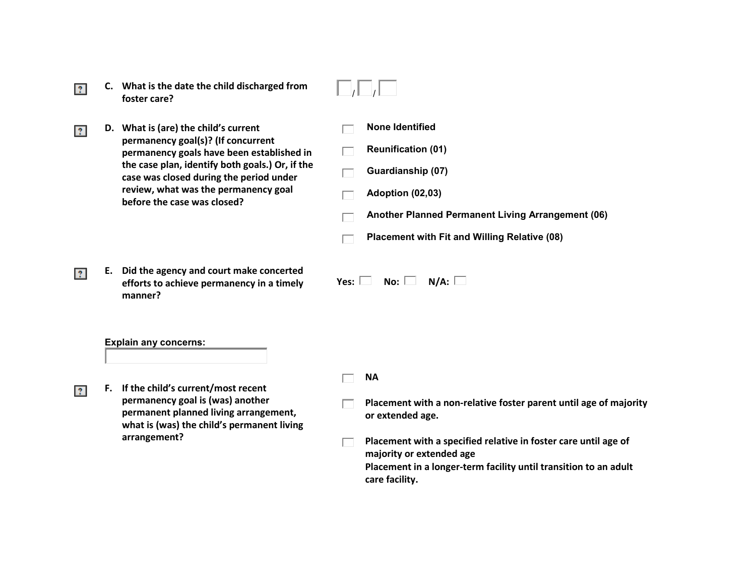**C. What is the date the child discharged from foster care?**

☐ / ☐ / ☐

**D. What is (are) the child's current permanency goal(s)? (If concurrent permanency goals have been established in the case plan, identify both goals.) Or, if the case was closed during the period under review, what was the permanency goal before the case was closed?**

- ☐ **None Identified**
- ☐ **Reunification (01)**
- ☐ **Guardianship (07)**
- ☐ **Adoption (02,03)**
- ☐ **Another Planned Permanent Living Arrangement (06)**
- ☐ **Placement with Fit and Willing Relative (08)**

**E. Did the agency and court make concerted efforts to achieve permanency in a timely manner?**

**Yes:** ☐ **No:** ☐ **N/A:** ☐

**Explain any concerns:**

☐

**F. If the child's current/most recent permanency goal is (was) another permanent planned living arrangement, what is (was) the child's permanent living arrangement?**

- ☐ **NA**
- ☐ **Placement with a non-relative foster parent until age of majority or extended age.**
- ☐ **Placement with a specified relative in foster care until age of majority or extended age**
  **Placement in a longer-term facility until transition to an adult care facility.**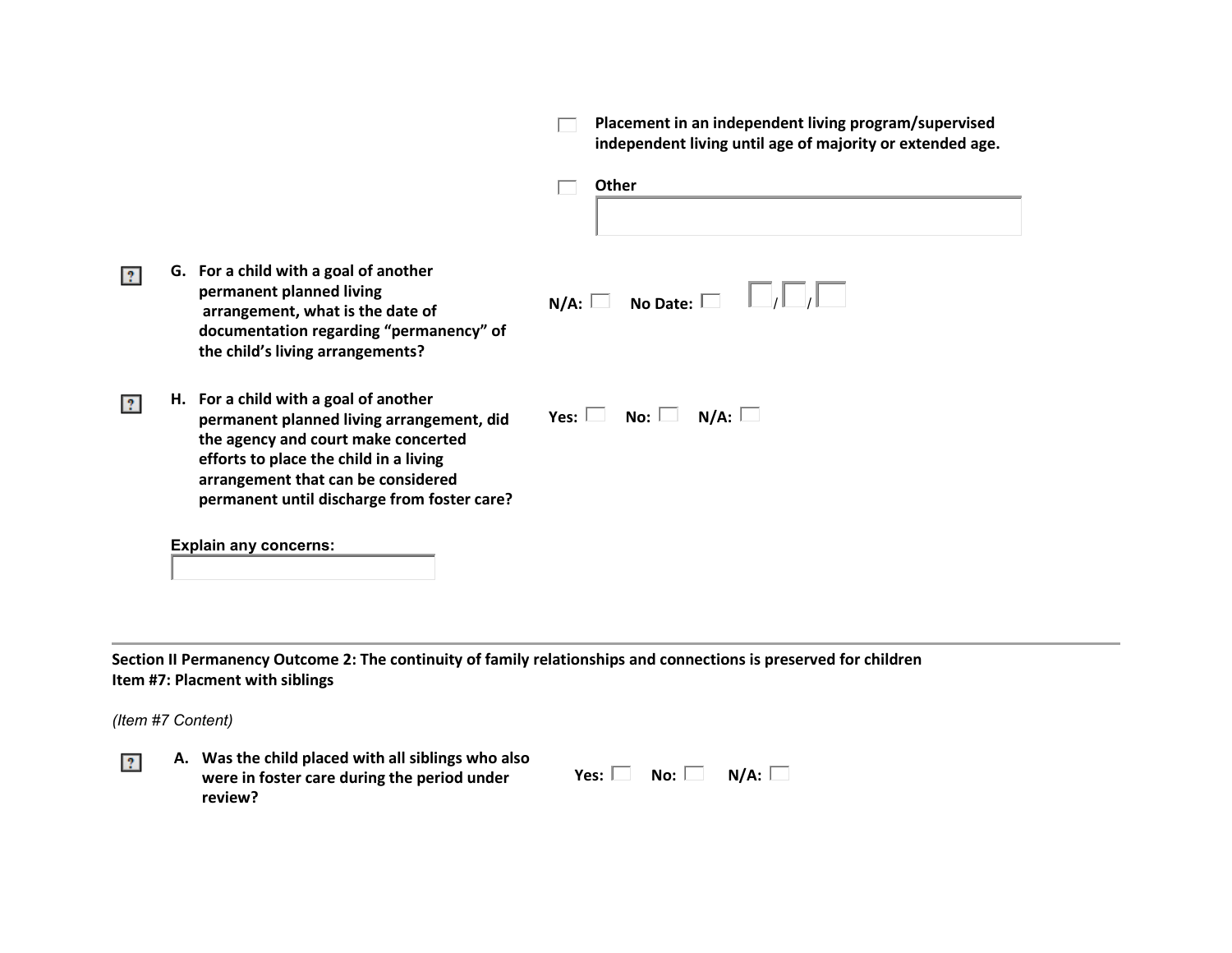- [ ] **Placement in an independent living program/supervised independent living until age of majority or extended age.**
- [ ] **Other**

**G. For a child with a goal of another permanent planned living arrangement, what is the date of documentation regarding "permanency" of the child's living arrangements?**

**N/A:** ☐ **No Date:** ☐ ☐/☐/☐

**H. For a child with a goal of another permanent planned living arrangement, did the agency and court make concerted efforts to place the child in a living arrangement that can be considered permanent until discharge from foster care?**

**Yes:** ☐ **No:** ☐ **N/A:** ☐

**Explain any concerns:**

---

**Section II Permanency Outcome 2: The continuity of family relationships and connections is preserved for children**
**Item #7: Placment with siblings**

*(Item #7 Content)*

**A. Was the child placed with all siblings who also were in foster care during the period under review?**

**Yes:** ☐ **No:** ☐ **N/A:** ☐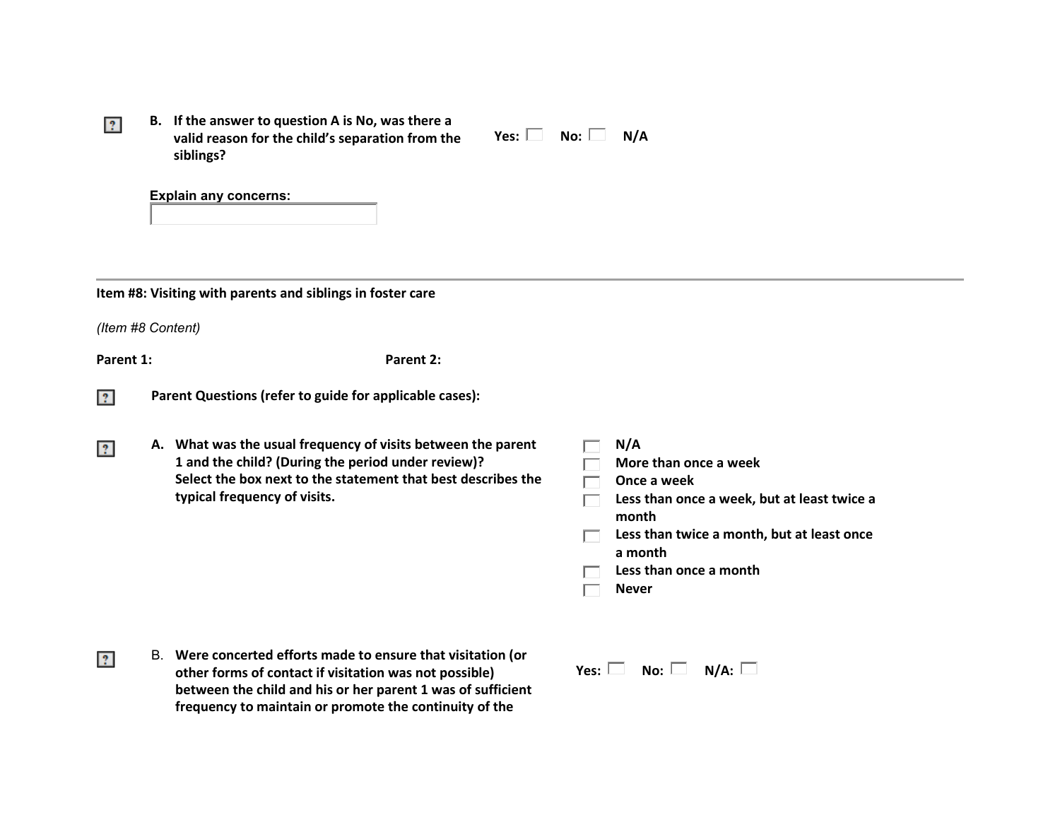B. **If the answer to question A is No, was there a valid reason for the child's separation from the siblings?** **Yes:** ☐ **No:** ☐ **N/A**

**Explain any concerns:**

---

**Item #8: Visiting with parents and siblings in foster care**

*(Item #8 Content)*

**Parent 1:** **Parent 2:**

**Parent Questions (refer to guide for applicable cases):**

A. **What was the usual frequency of visits between the parent 1 and the child? (During the period under review)? Select the box next to the statement that best describes the typical frequency of visits.**

- ☐ **N/A**
- ☐ **More than once a week**
- ☐ **Once a week**
- ☐ **Less than once a week, but at least twice a month**
- ☐ **Less than twice a month, but at least once a month**
- ☐ **Less than once a month**
- ☐ **Never**

B. **Were concerted efforts made to ensure that visitation (or other forms of contact if visitation was not possible) between the child and his or her parent 1 was of sufficient frequency to maintain or promote the continuity of the** **Yes:** ☐ **No:** ☐ **N/A:** ☐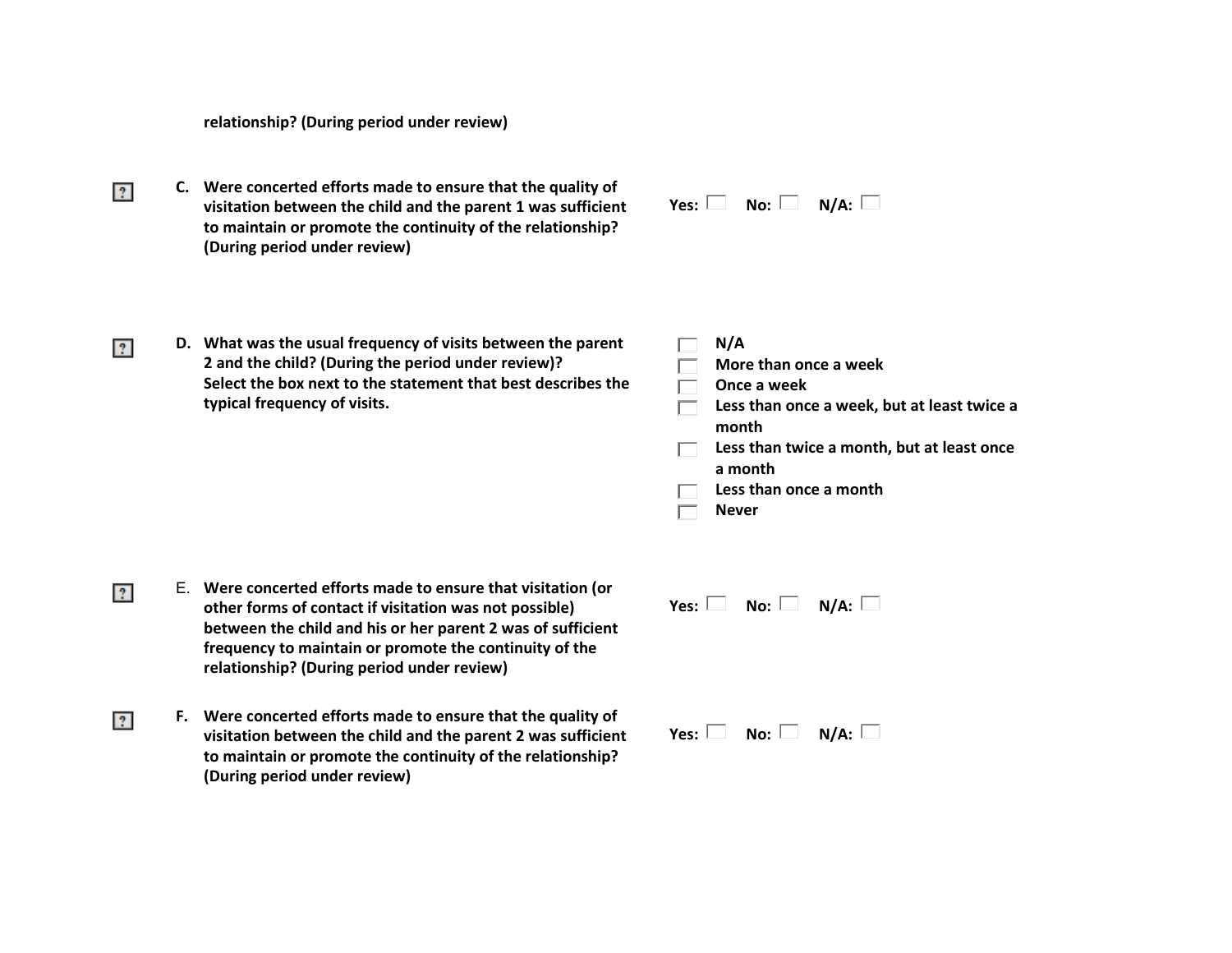**relationship? (During period under review)**

**C. Were concerted efforts made to ensure that the quality of visitation between the child and the parent 1 was sufficient to maintain or promote the continuity of the relationship? (During period under review)**

**Yes:** ☐ **No:** ☐ **N/A:** ☐

**D. What was the usual frequency of visits between the parent 2 and the child? (During the period under review)? Select the box next to the statement that best describes the typical frequency of visits.**

- ☐ **N/A**
- ☐ **More than once a week**
- ☐ **Once a week**
- ☐ **Less than once a week, but at least twice a month**
- ☐ **Less than twice a month, but at least once a month**
- ☐ **Less than once a month**
- ☐ **Never**

E. **Were concerted efforts made to ensure that visitation (or other forms of contact if visitation was not possible) between the child and his or her parent 2 was of sufficient frequency to maintain or promote the continuity of the relationship? (During period under review)**

**Yes:** ☐ **No:** ☐ **N/A:** ☐

**F. Were concerted efforts made to ensure that the quality of visitation between the child and the parent 2 was sufficient to maintain or promote the continuity of the relationship? (During period under review)**

**Yes:** ☐ **No:** ☐ **N/A:** ☐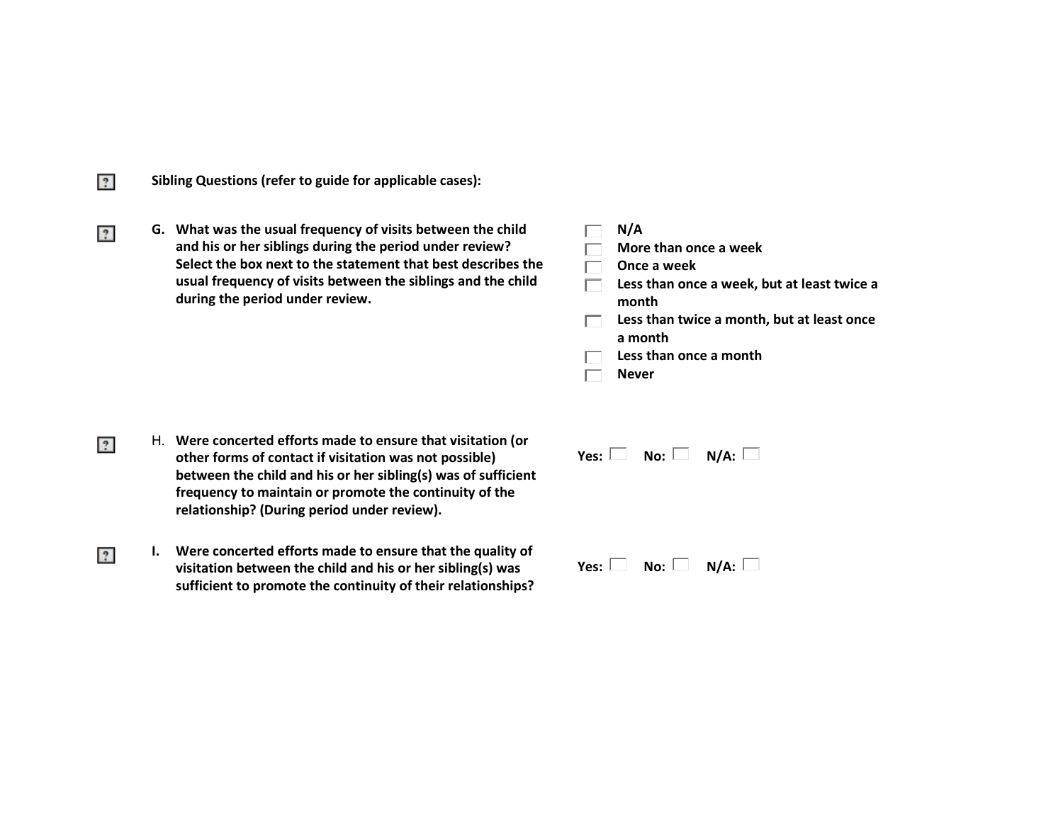**Sibling Questions (refer to guide for applicable cases):**

**G. What was the usual frequency of visits between the child and his or her siblings during the period under review? Select the box next to the statement that best describes the usual frequency of visits between the siblings and the child during the period under review.**

- ☐ **N/A**
- ☐ **More than once a week**
- ☐ **Once a week**
- ☐ **Less than once a week, but at least twice a month**
- ☐ **Less than twice a month, but at least once a month**
- ☐ **Less than once a month**
- ☐ **Never**

H. **Were concerted efforts made to ensure that visitation (or other forms of contact if visitation was not possible) between the child and his or her sibling(s) was of sufficient frequency to maintain or promote the continuity of the relationship? (During period under review).**

**Yes:** ☐ **No:** ☐ **N/A:** ☐

**I. Were concerted efforts made to ensure that the quality of visitation between the child and his or her sibling(s) was sufficient to promote the continuity of their relationships?**

**Yes:** ☐ **No:** ☐ **N/A:** ☐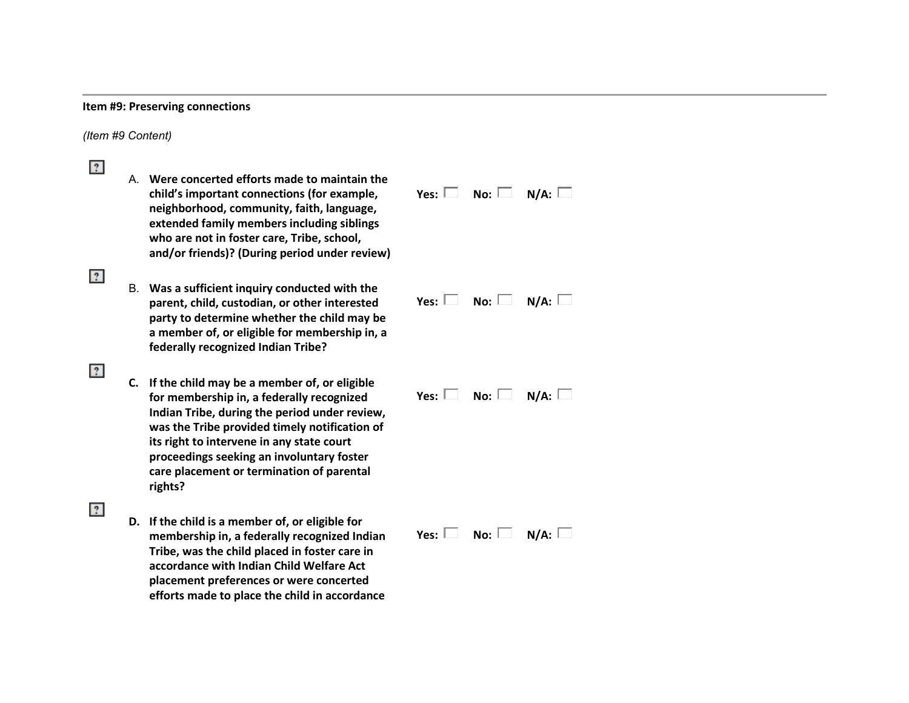**Item #9: Preserving connections**

*(Item #9 Content)*

A. **Were concerted efforts made to maintain the child's important connections (for example, neighborhood, community, faith, language, extended family members including siblings who are not in foster care, Tribe, school, and/or friends)? (During period under review)**

**Yes:** ☐ **No:** ☐ **N/A:** ☐

B. **Was a sufficient inquiry conducted with the parent, child, custodian, or other interested party to determine whether the child may be a member of, or eligible for membership in, a federally recognized Indian Tribe?**

**Yes:** ☐ **No:** ☐ **N/A:** ☐

C. **If the child may be a member of, or eligible for membership in, a federally recognized Indian Tribe, during the period under review, was the Tribe provided timely notification of its right to intervene in any state court proceedings seeking an involuntary foster care placement or termination of parental rights?**

**Yes:** ☐ **No:** ☐ **N/A:** ☐

D. **If the child is a member of, or eligible for membership in, a federally recognized Indian Tribe, was the child placed in foster care in accordance with Indian Child Welfare Act placement preferences or were concerted efforts made to place the child in accordance**

**Yes:** ☐ **No:** ☐ **N/A:** ☐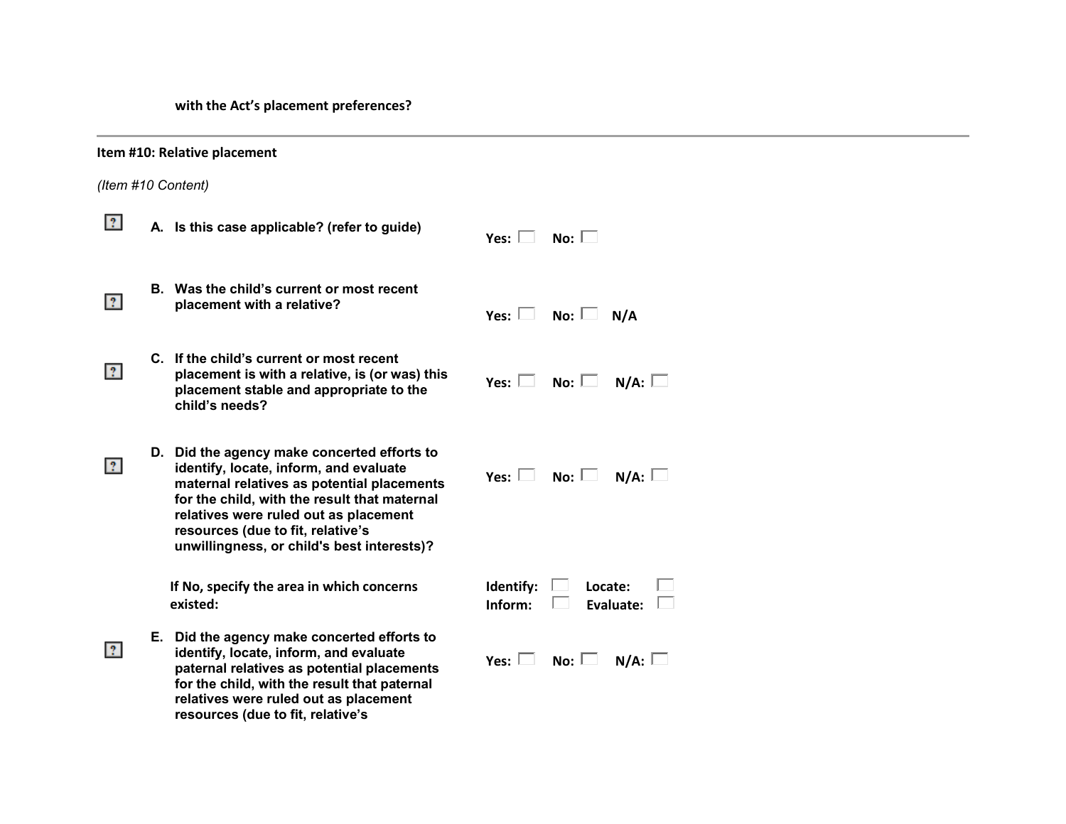with the Act's placement preferences?

---

**Item #10: Relative placement**

*(Item #10 Content)*

**A. Is this case applicable? (refer to guide)**

Yes: ☐ No: ☐

**B. Was the child's current or most recent placement with a relative?**

Yes: ☐ No: ☐ N/A

**C. If the child's current or most recent placement is with a relative, is (or was) this placement stable and appropriate to the child's needs?**

Yes: ☐ No: ☐ N/A: ☐

**D. Did the agency make concerted efforts to identify, locate, inform, and evaluate maternal relatives as potential placements for the child, with the result that maternal relatives were ruled out as placement resources (due to fit, relative's unwillingness, or child's best interests)?**

Yes: ☐ No: ☐ N/A: ☐

**If No, specify the area in which concerns existed:**

Identify: ☐ Locate: ☐
Inform: ☐ Evaluate: ☐

**E. Did the agency make concerted efforts to identify, locate, inform, and evaluate paternal relatives as potential placements for the child, with the result that paternal relatives were ruled out as placement resources (due to fit, relative's**

Yes: ☐ No: ☐ N/A: ☐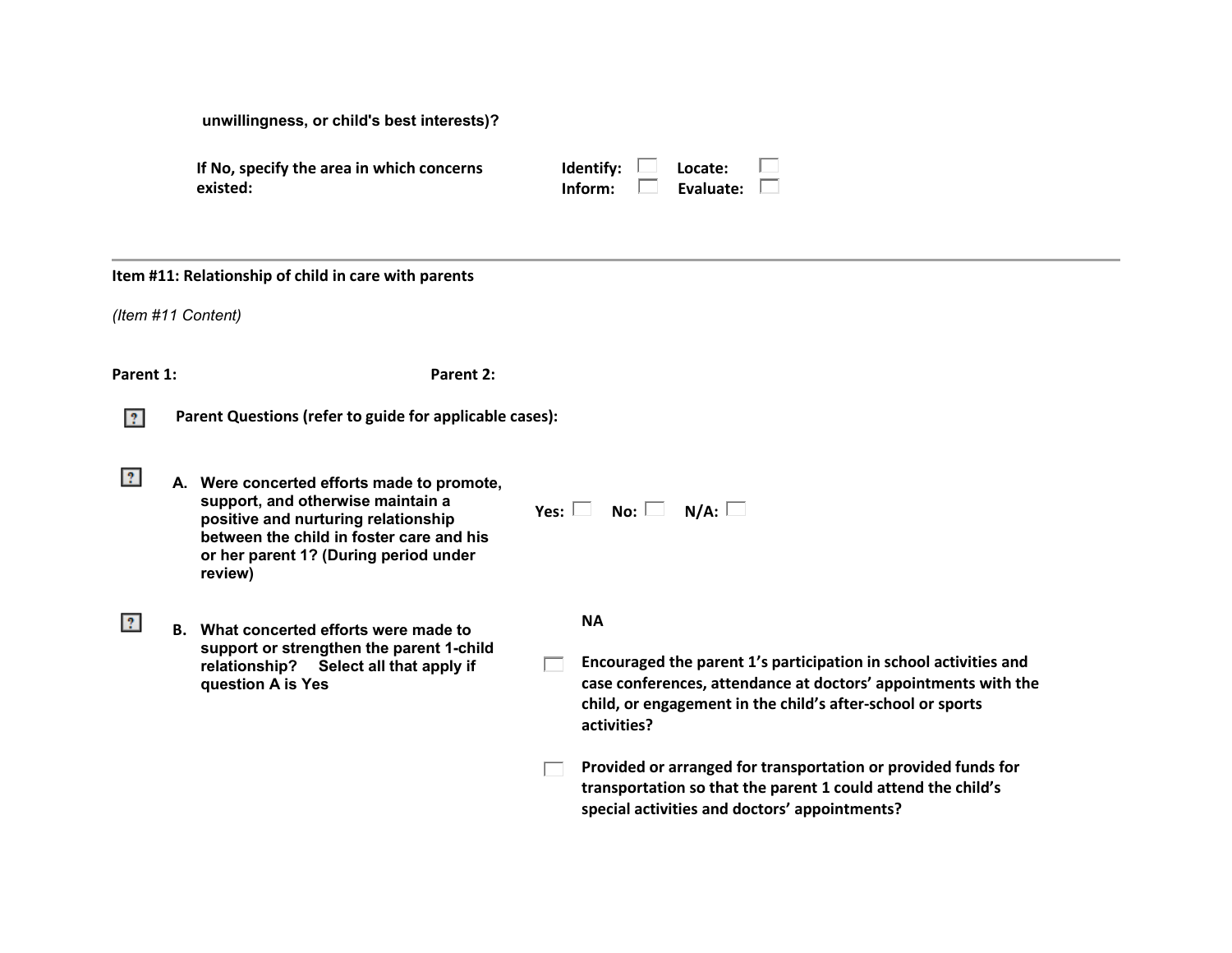**unwillingness, or child's best interests)?**

**If No, specify the area in which concerns existed:** **Identify:** ☐ **Locate:** ☐ **Inform:** ☐ **Evaluate:** ☐

---

**Item #11: Relationship of child in care with parents**

*(Item #11 Content)*

**Parent 1:** **Parent 2:**

**Parent Questions (refer to guide for applicable cases):**

**A. Were concerted efforts made to promote, support, and otherwise maintain a positive and nurturing relationship between the child in foster care and his or her parent 1? (During period under review)**

**Yes:** ☐ **No:** ☐ **N/A:** ☐

**B. What concerted efforts were made to support or strengthen the parent 1-child relationship? Select all that apply if question A is Yes**

**NA**

- ☐ **Encouraged the parent 1's participation in school activities and case conferences, attendance at doctors' appointments with the child, or engagement in the child's after-school or sports activities?**
- ☐ **Provided or arranged for transportation or provided funds for transportation so that the parent 1 could attend the child's special activities and doctors' appointments?**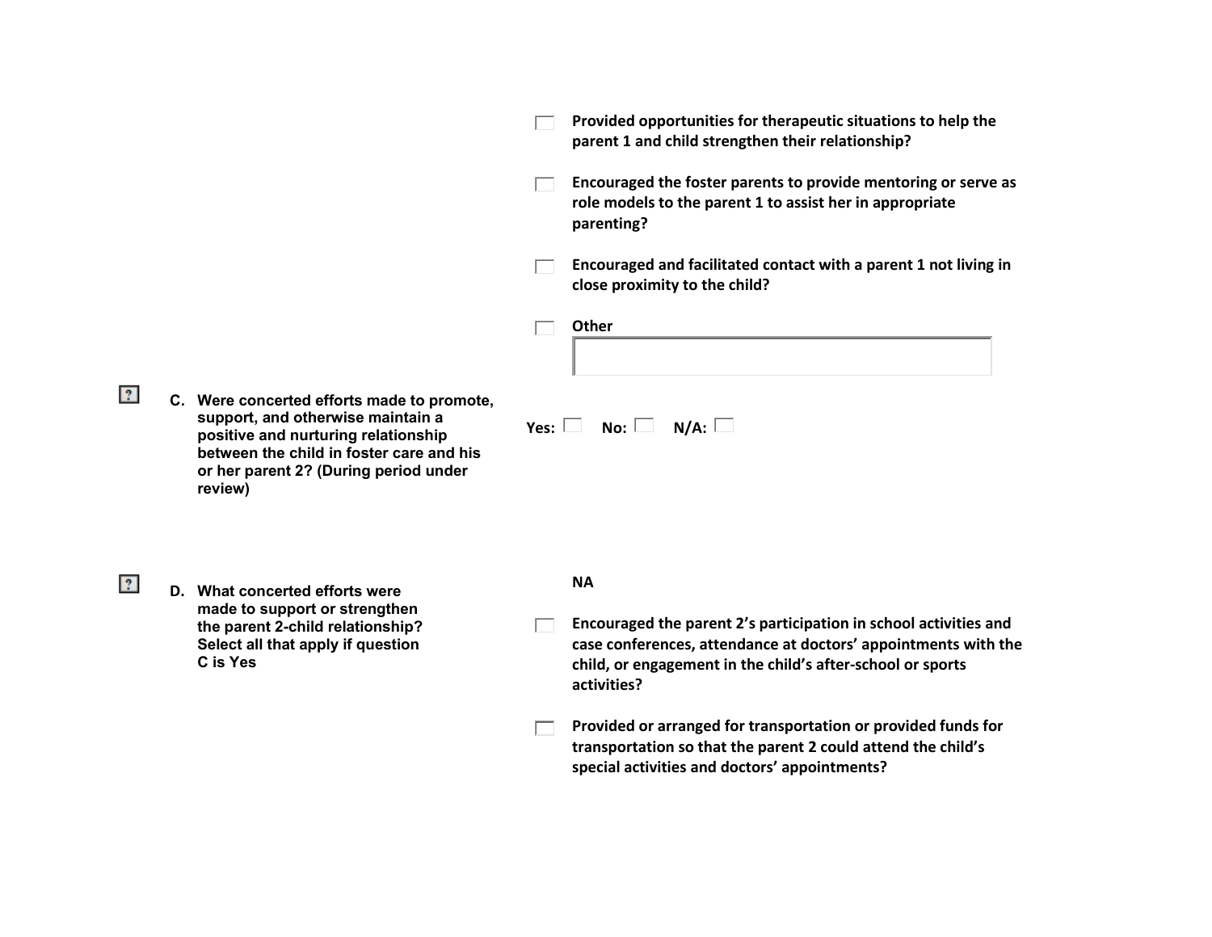- [ ] **Provided opportunities for therapeutic situations to help the parent 1 and child strengthen their relationship?**
- [ ] **Encouraged the foster parents to provide mentoring or serve as role models to the parent 1 to assist her in appropriate parenting?**
- [ ] **Encouraged and facilitated contact with a parent 1 not living in close proximity to the child?**
- [ ] **Other**

**C. Were concerted efforts made to promote, support, and otherwise maintain a positive and nurturing relationship between the child in foster care and his or her parent 2? (During period under review)**

**Yes:** ☐ **No:** ☐ **N/A:** ☐

**D. What concerted efforts were made to support or strengthen the parent 2-child relationship? Select all that apply if question C is Yes**

**NA**

- [ ] **Encouraged the parent 2's participation in school activities and case conferences, attendance at doctors' appointments with the child, or engagement in the child's after-school or sports activities?**
- [ ] **Provided or arranged for transportation or provided funds for transportation so that the parent 2 could attend the child's special activities and doctors' appointments?**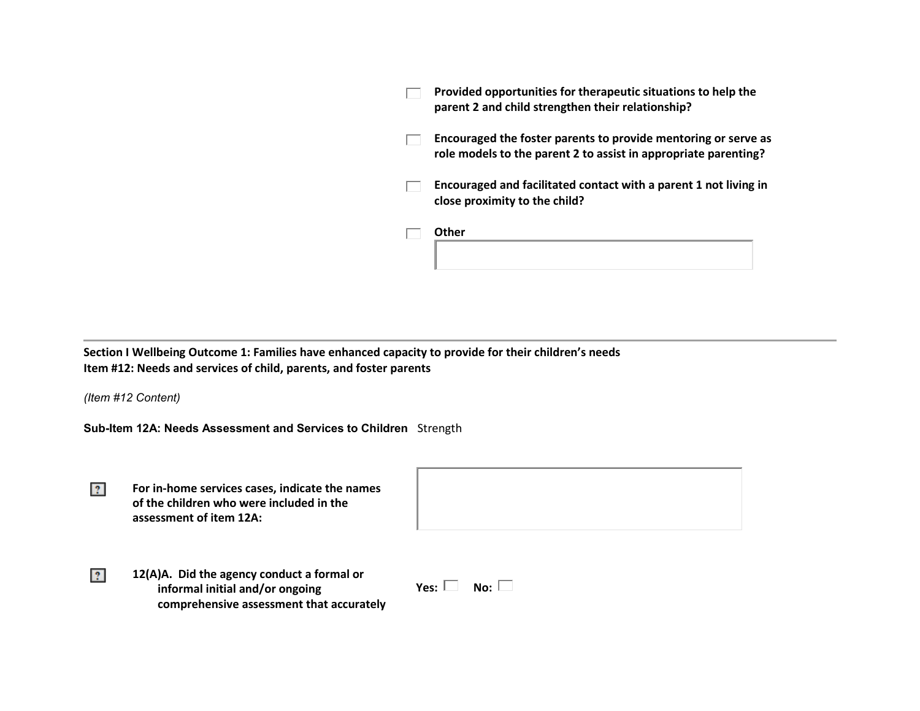- [ ] **Provided opportunities for therapeutic situations to help the parent 2 and child strengthen their relationship?**

- [ ] **Encouraged the foster parents to provide mentoring or serve as role models to the parent 2 to assist in appropriate parenting?**

- [ ] **Encouraged and facilitated contact with a parent 1 not living in close proximity to the child?**

- [ ] **Other**

---

**Section I Wellbeing Outcome 1: Families have enhanced capacity to provide for their children's needs**
**Item #12: Needs and services of child, parents, and foster parents**

*(Item #12 Content)*

**Sub-Item 12A: Needs Assessment and Services to Children** Strength

**For in-home services cases, indicate the names of the children who were included in the assessment of item 12A:**

**12(A)A. Did the agency conduct a formal or informal initial and/or ongoing comprehensive assessment that accurately** **Yes:** [ ] **No:** [ ]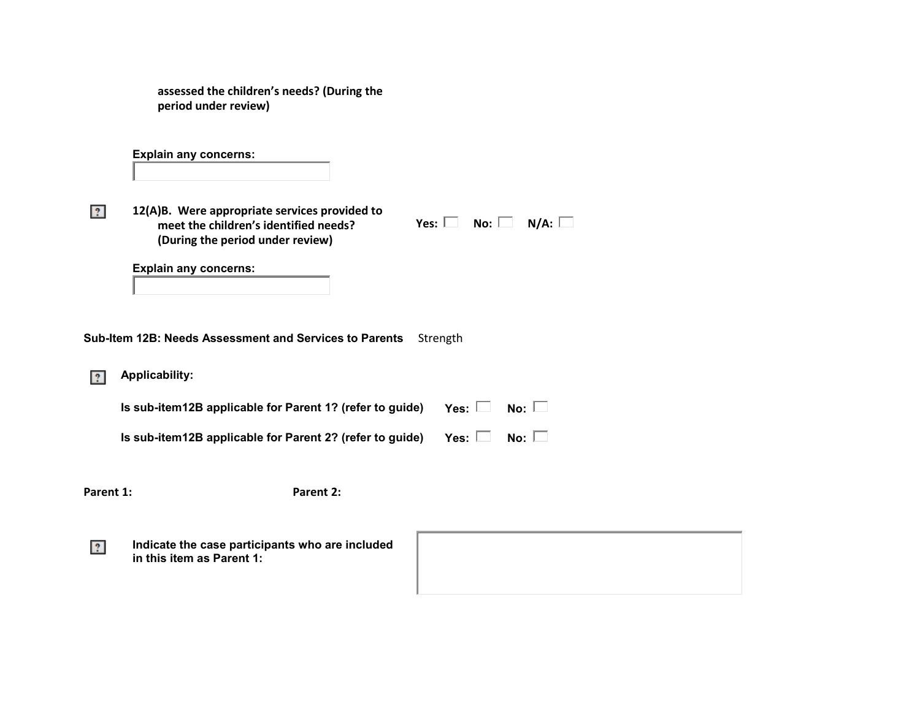**assessed the children's needs? (During the period under review)**

**Explain any concerns:**

**12(A)B. Were appropriate services provided to meet the children's identified needs? (During the period under review)** Yes: ☐ No: ☐ N/A: ☐

**Explain any concerns:**

**Sub-Item 12B: Needs Assessment and Services to Parents** Strength

**Applicability:**

**Is sub-item12B applicable for Parent 1? (refer to guide)** Yes: ☐ No: ☐

**Is sub-item12B applicable for Parent 2? (refer to guide)** Yes: ☐ No: ☐

**Parent 1:** **Parent 2:**

**Indicate the case participants who are included in this item as Parent 1:**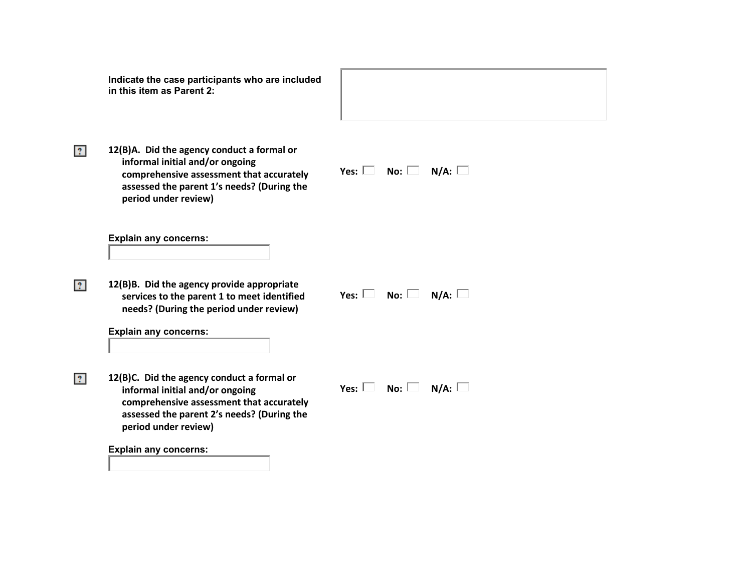**Indicate the case participants who are included in this item as Parent 2:**

**12(B)A. Did the agency conduct a formal or informal initial and/or ongoing comprehensive assessment that accurately assessed the parent 1's needs? (During the period under review)**

**Yes:** ☐ **No:** ☐ **N/A:** ☐

**Explain any concerns:**

**12(B)B. Did the agency provide appropriate services to the parent 1 to meet identified needs? (During the period under review)**

**Yes:** ☐ **No:** ☐ **N/A:** ☐

**Explain any concerns:**

**12(B)C. Did the agency conduct a formal or informal initial and/or ongoing comprehensive assessment that accurately assessed the parent 2's needs? (During the period under review)**

**Yes:** ☐ **No:** ☐ **N/A:** ☐

**Explain any concerns:**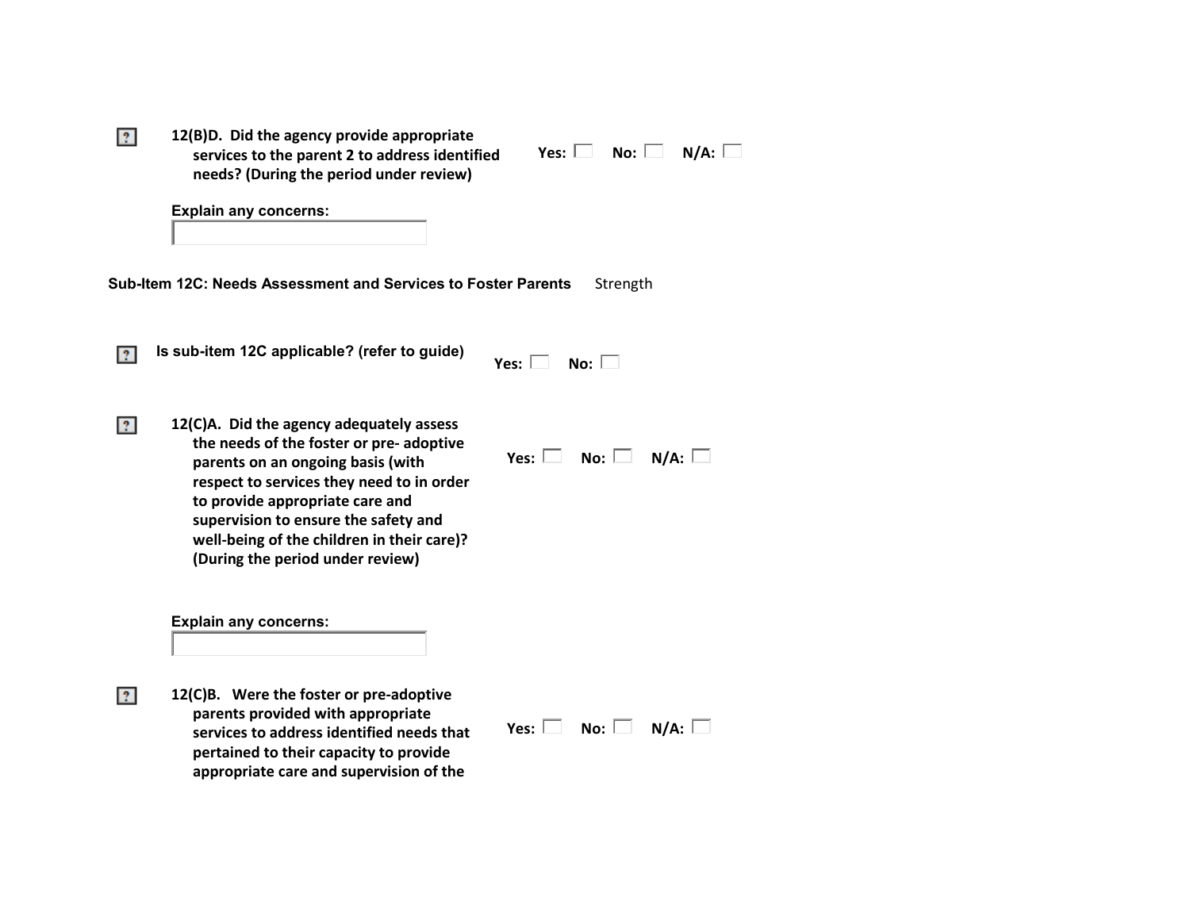12(B)D. Did the agency provide appropriate services to the parent 2 to address identified needs? (During the period under review)

Yes: ☐ No: ☐ N/A: ☐

**Explain any concerns:**

## Sub-Item 12C: Needs Assessment and Services to Foster Parents

Strength

**Is sub-item 12C applicable? (refer to guide)**

Yes: ☐ No: ☐

12(C)A. Did the agency adequately assess the needs of the foster or pre- adoptive parents on an ongoing basis (with respect to services they need to in order to provide appropriate care and supervision to ensure the safety and well-being of the children in their care)? (During the period under review)

Yes: ☐ No: ☐ N/A: ☐

**Explain any concerns:**

12(C)B. Were the foster or pre-adoptive parents provided with appropriate services to address identified needs that pertained to their capacity to provide appropriate care and supervision of the

Yes: ☐ No: ☐ N/A: ☐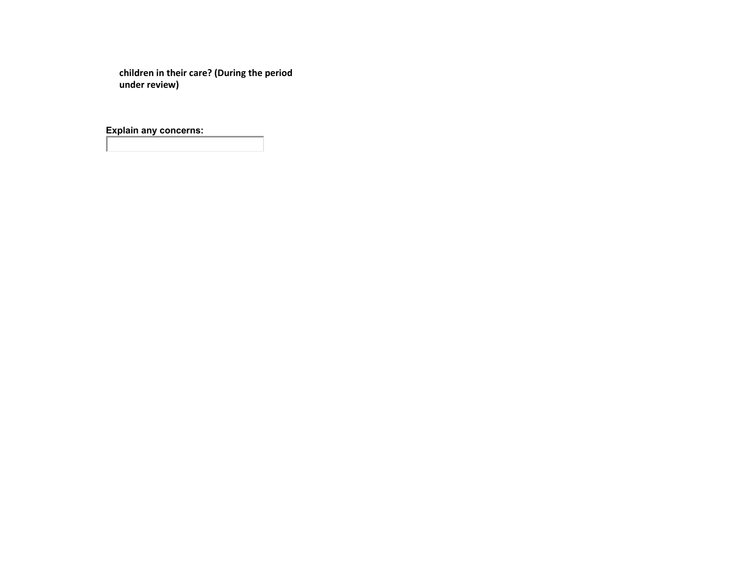**children in their care? (During the period under review)**

**Explain any concerns:**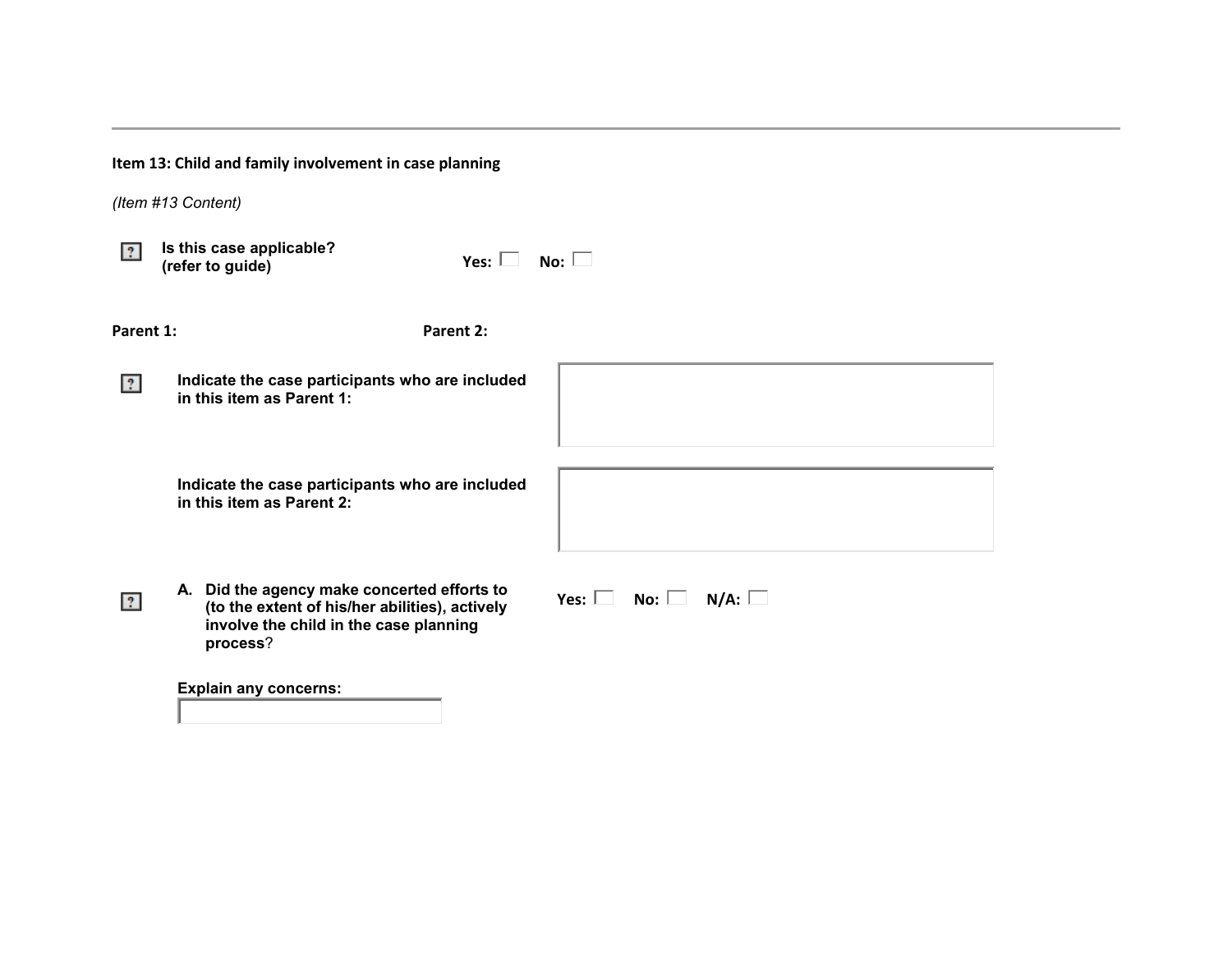**Item 13: Child and family involvement in case planning**

*(Item #13 Content)*

**Is this case applicable? (refer to guide)** **Yes:** ☐ **No:** ☐

**Parent 1:** **Parent 2:**

**Indicate the case participants who are included in this item as Parent 1:**

**Indicate the case participants who are included in this item as Parent 2:**

**A. Did the agency make concerted efforts to (to the extent of his/her abilities), actively involve the child in the case planning process**? **Yes:** ☐ **No:** ☐ **N/A:** ☐

**Explain any concerns:**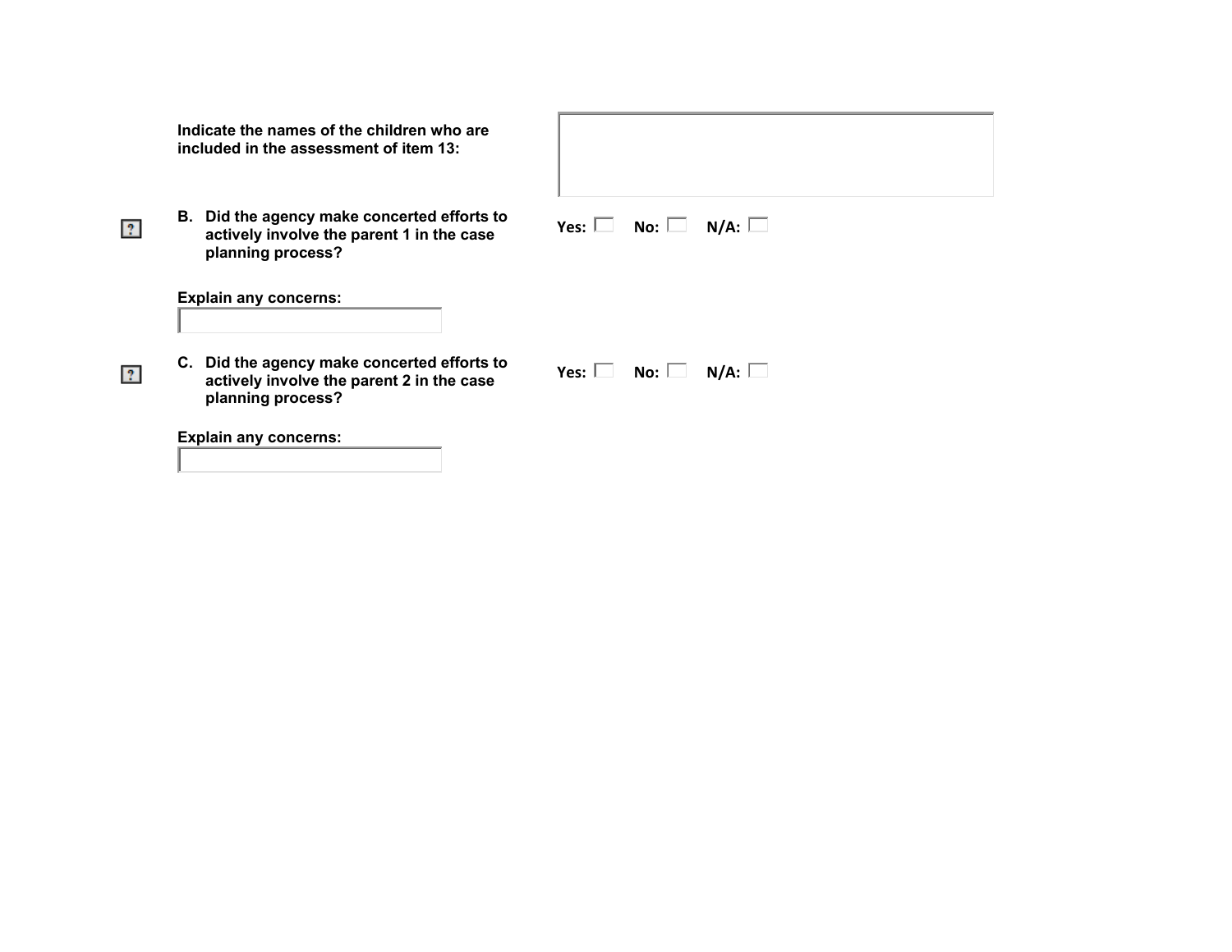**Indicate the names of the children who are included in the assessment of item 13:**

**B. Did the agency make concerted efforts to actively involve the parent 1 in the case planning process?**

**Yes:** ☐ **No:** ☐ **N/A:** ☐

**Explain any concerns:**

**C. Did the agency make concerted efforts to actively involve the parent 2 in the case planning process?**

**Yes:** ☐ **No:** ☐ **N/A:** ☐

**Explain any concerns:**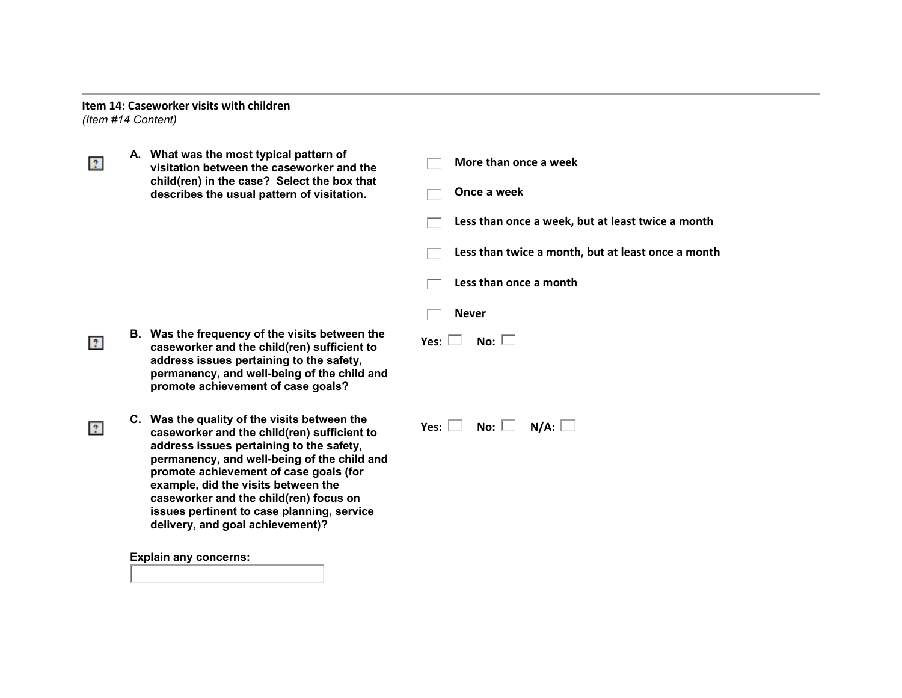**Item 14: Caseworker visits with children**
*(Item #14 Content)*

**A. What was the most typical pattern of visitation between the caseworker and the child(ren) in the case? Select the box that describes the usual pattern of visitation.**

- ☐ **More than once a week**
- ☐ **Once a week**
- ☐ **Less than once a week, but at least twice a month**
- ☐ **Less than twice a month, but at least once a month**
- ☐ **Less than once a month**
- ☐ **Never**

**B. Was the frequency of the visits between the caseworker and the child(ren) sufficient to address issues pertaining to the safety, permanency, and well-being of the child and promote achievement of case goals?**

**Yes:** ☐ **No:** ☐

**C. Was the quality of the visits between the caseworker and the child(ren) sufficient to address issues pertaining to the safety, permanency, and well-being of the child and promote achievement of case goals (for example, did the visits between the caseworker and the child(ren) focus on issues pertinent to case planning, service delivery, and goal achievement)?**

**Yes:** ☐ **No:** ☐ **N/A:** ☐

**Explain any concerns:**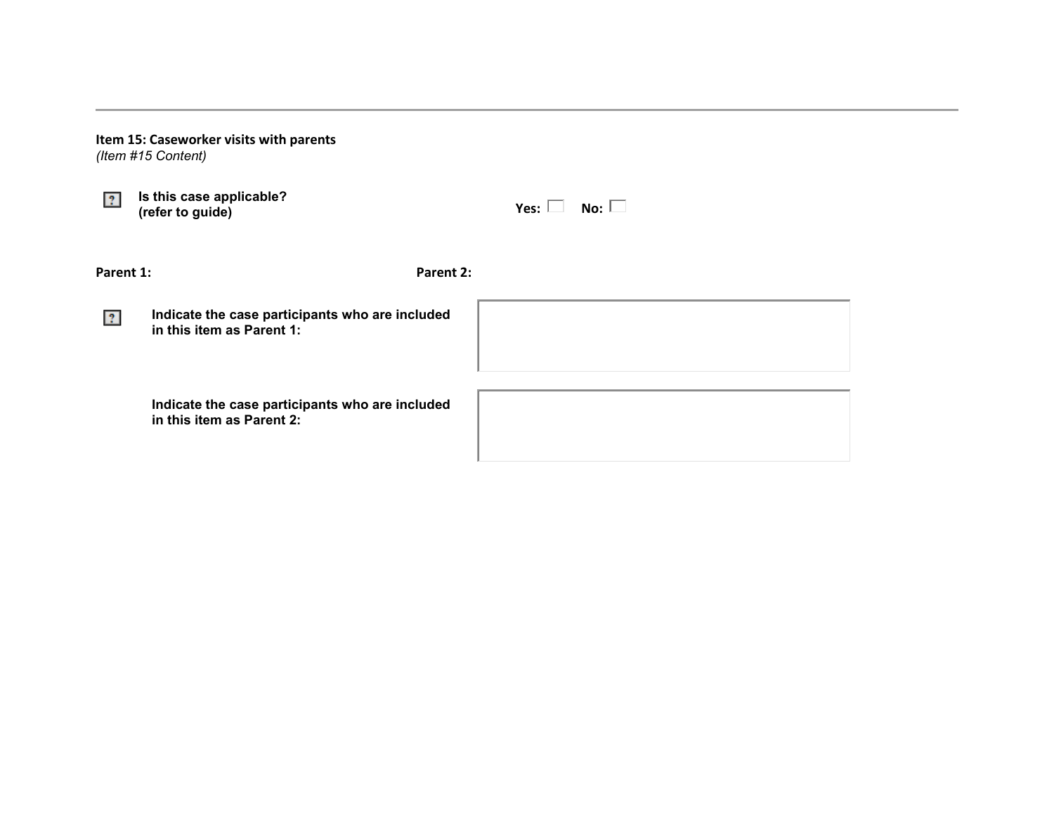---

**Item 15: Caseworker visits with parents**
*(Item #15 Content)*

**Is this case applicable?**
**(refer to guide)**

**Yes:** ☐ **No:** ☐

**Parent 1:** **Parent 2:**

**Indicate the case participants who are included in this item as Parent 1:**

**Indicate the case participants who are included in this item as Parent 2:**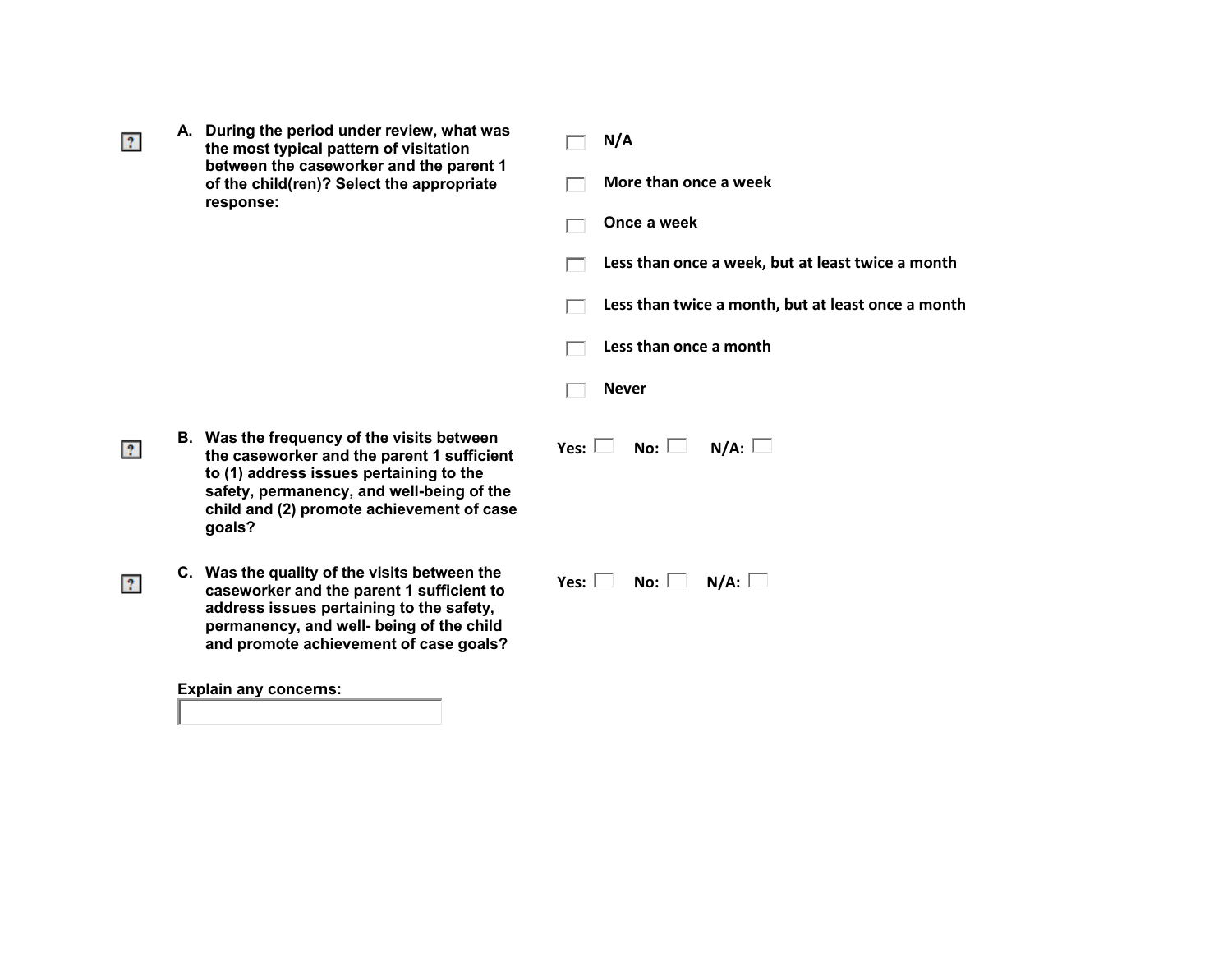**A. During the period under review, what was the most typical pattern of visitation between the caseworker and the parent 1 of the child(ren)? Select the appropriate response:**

- ☐ **N/A**
- ☐ **More than once a week**
- ☐ **Once a week**
- ☐ **Less than once a week, but at least twice a month**
- ☐ **Less than twice a month, but at least once a month**
- ☐ **Less than once a month**
- ☐ **Never**

**B. Was the frequency of the visits between the caseworker and the parent 1 sufficient to (1) address issues pertaining to the safety, permanency, and well-being of the child and (2) promote achievement of case goals?**

**Yes:** ☐ **No:** ☐ **N/A:** ☐

**C. Was the quality of the visits between the caseworker and the parent 1 sufficient to address issues pertaining to the safety, permanency, and well- being of the child and promote achievement of case goals?**

**Yes:** ☐ **No:** ☐ **N/A:** ☐

**Explain any concerns:**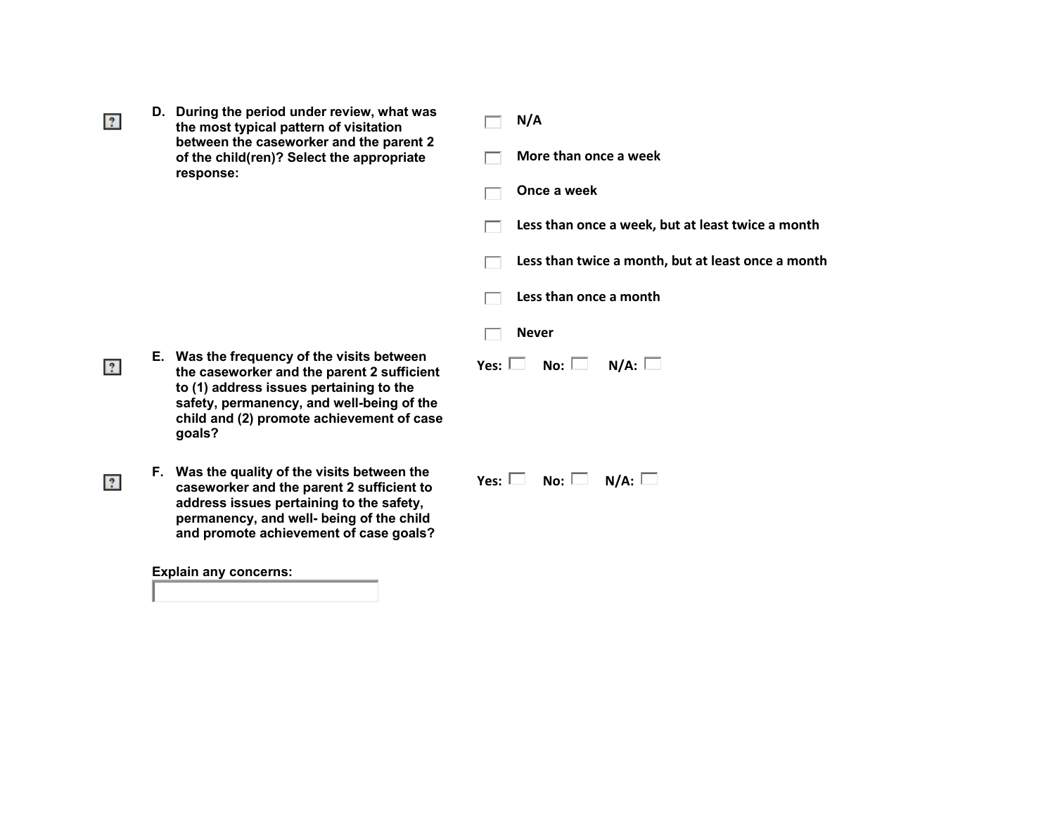**D. During the period under review, what was the most typical pattern of visitation between the caseworker and the parent 2 of the child(ren)? Select the appropriate response:**

- ☐ **N/A**
- ☐ **More than once a week**
- ☐ **Once a week**
- ☐ **Less than once a week, but at least twice a month**
- ☐ **Less than twice a month, but at least once a month**
- ☐ **Less than once a month**
- ☐ **Never**

**E. Was the frequency of the visits between the caseworker and the parent 2 sufficient to (1) address issues pertaining to the safety, permanency, and well-being of the child and (2) promote achievement of case goals?**

**Yes:** ☐ **No:** ☐ **N/A:** ☐

**F. Was the quality of the visits between the caseworker and the parent 2 sufficient to address issues pertaining to the safety, permanency, and well- being of the child and promote achievement of case goals?**

**Yes:** ☐ **No:** ☐ **N/A:** ☐

**Explain any concerns:**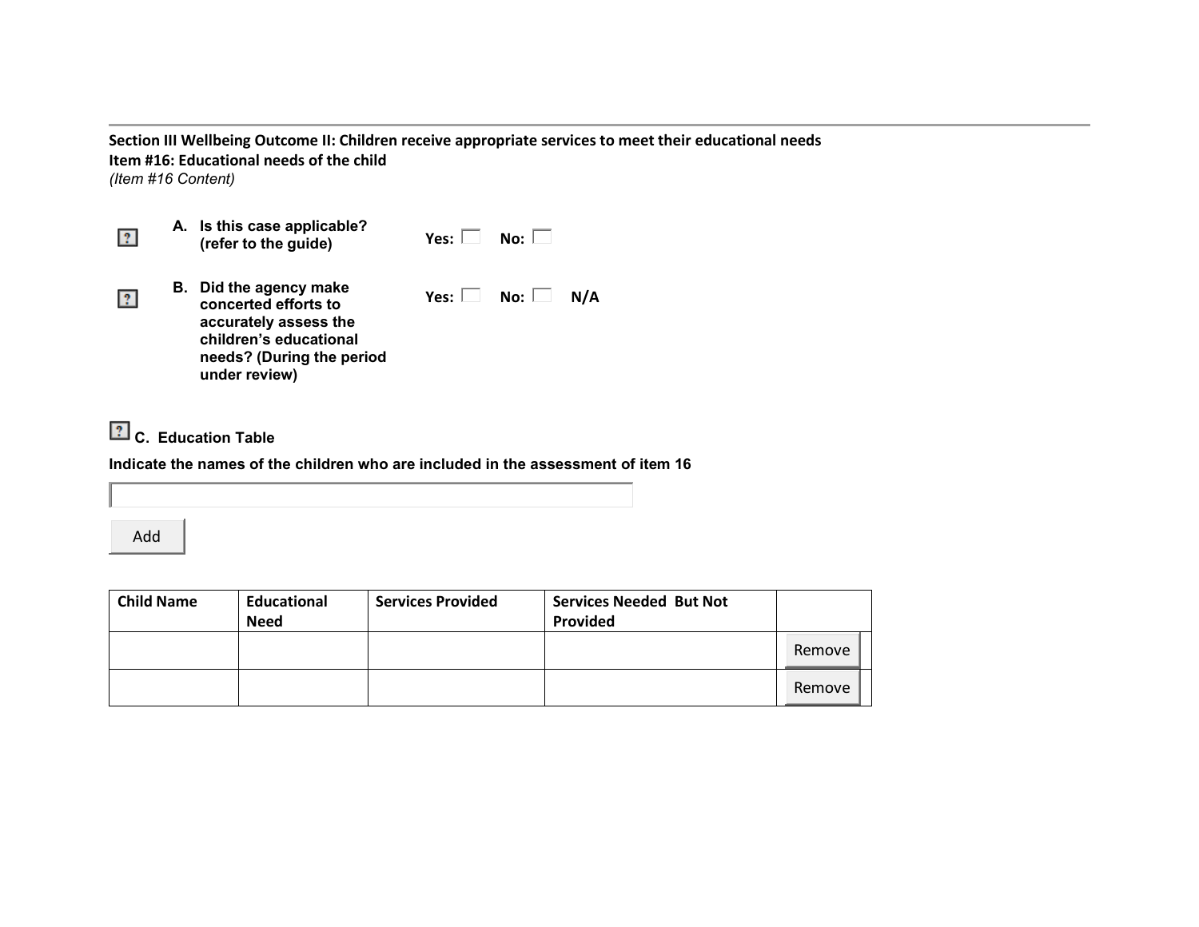**Section III Wellbeing Outcome II: Children receive appropriate services to meet their educational needs**

**Item #16: Educational needs of the child**

*(Item #16 Content)*

**A. Is this case applicable? (refer to the guide)** **Yes:** ☐ **No:** ☐

**B. Did the agency make concerted efforts to accurately assess the children's educational needs? (During the period under review)** **Yes:** ☐ **No:** ☐ **N/A**

**C. Education Table**

**Indicate the names of the children who are included in the assessment of item 16**

Add

| Child Name | Educational Need | Services Provided | Services Needed But Not Provided | |
|---|---|---|---|---|
| | | | | Remove |
| | | | | Remove |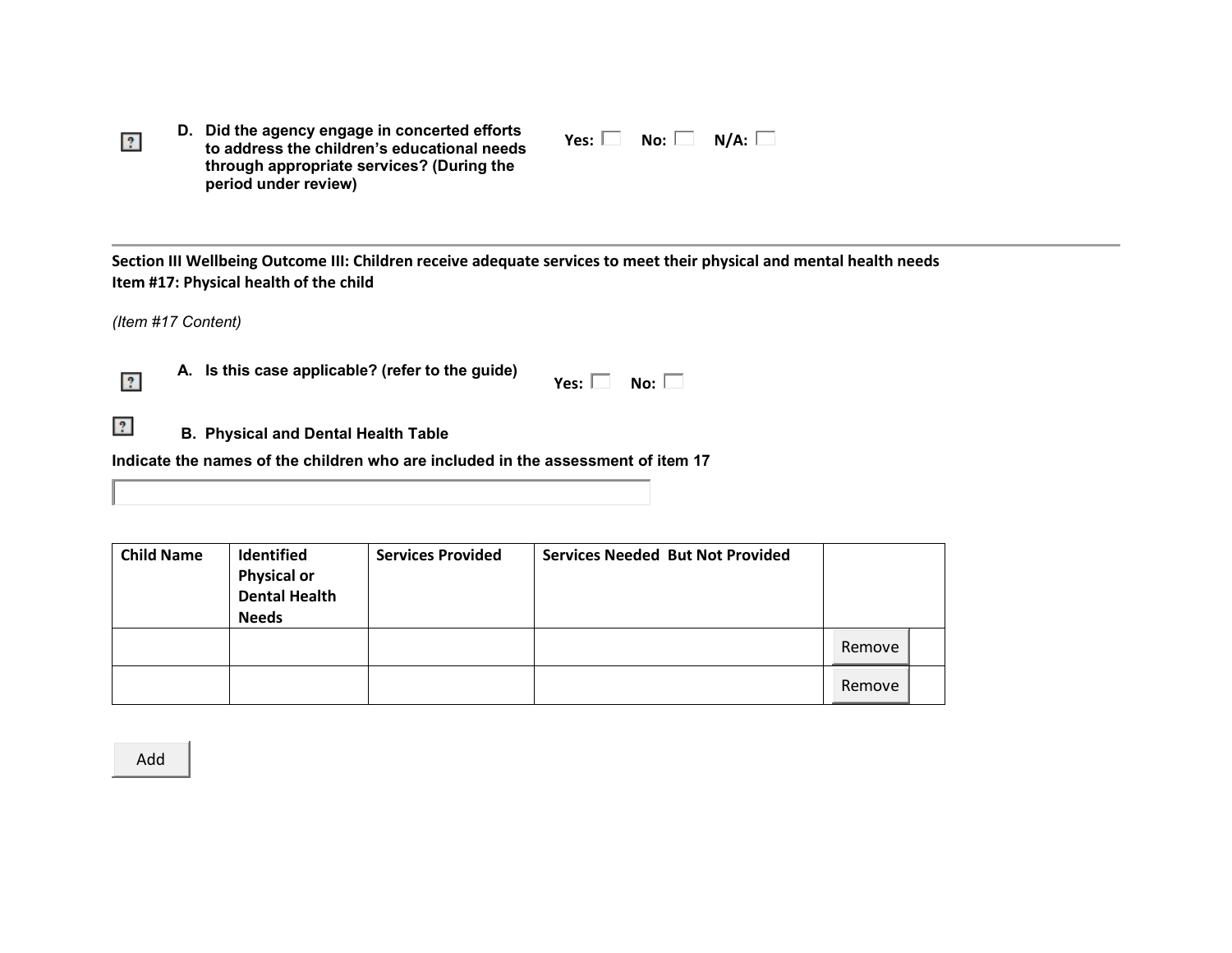**D. Did the agency engage in concerted efforts to address the children's educational needs through appropriate services? (During the period under review)**

**Yes:** ☐ **No:** ☐ **N/A:** ☐

---

**Section III Wellbeing Outcome III: Children receive adequate services to meet their physical and mental health needs**
**Item #17: Physical health of the child**

*(Item #17 Content)*

**A. Is this case applicable? (refer to the guide)**

**Yes:** ☐ **No:** ☐

**B. Physical and Dental Health Table**

**Indicate the names of the children who are included in the assessment of item 17**

| Child Name | Identified Physical or Dental Health Needs | Services Provided | Services Needed But Not Provided | |
|---|---|---|---|---|
| | | | | Remove |
| | | | | Remove |

Add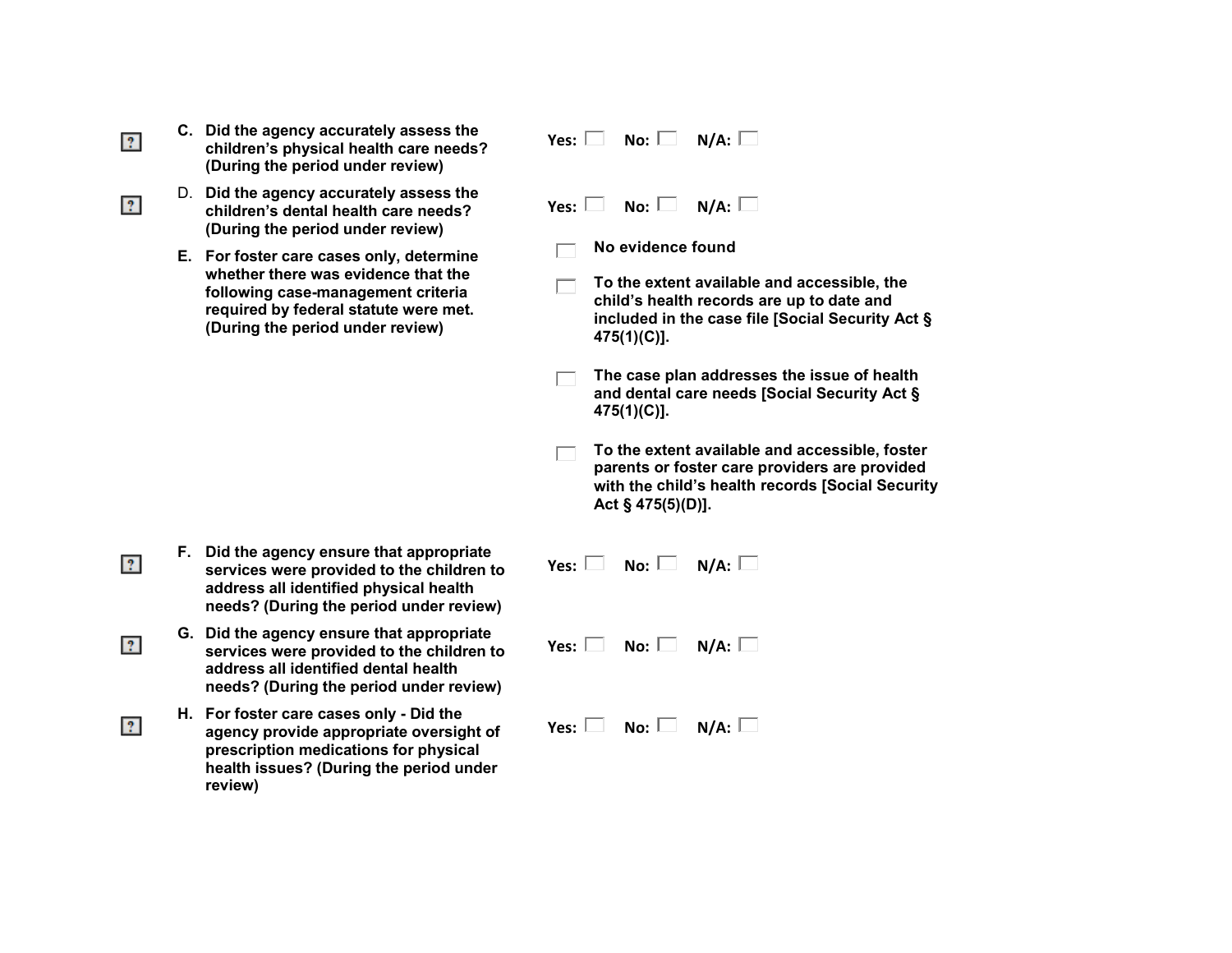**C. Did the agency accurately assess the children's physical health care needs? (During the period under review)**

**Yes:** ☐ **No:** ☐ **N/A:** ☐

D. **Did the agency accurately assess the children's dental health care needs? (During the period under review)**

**Yes:** ☐ **No:** ☐ **N/A:** ☐

**E. For foster care cases only, determine whether there was evidence that the following case-management criteria required by federal statute were met. (During the period under review)**

- ☐ **No evidence found**
- ☐ **To the extent available and accessible, the child's health records are up to date and included in the case file [Social Security Act § 475(1)(C)].**
- ☐ **The case plan addresses the issue of health and dental care needs [Social Security Act § 475(1)(C)].**
- ☐ **To the extent available and accessible, foster parents or foster care providers are provided with the child's health records [Social Security Act § 475(5)(D)].**

**F. Did the agency ensure that appropriate services were provided to the children to address all identified physical health needs? (During the period under review)**

**Yes:** ☐ **No:** ☐ **N/A:** ☐

**G. Did the agency ensure that appropriate services were provided to the children to address all identified dental health needs? (During the period under review)**

**Yes:** ☐ **No:** ☐ **N/A:** ☐

**H. For foster care cases only - Did the agency provide appropriate oversight of prescription medications for physical health issues? (During the period under review)**

**Yes:** ☐ **No:** ☐ **N/A:** ☐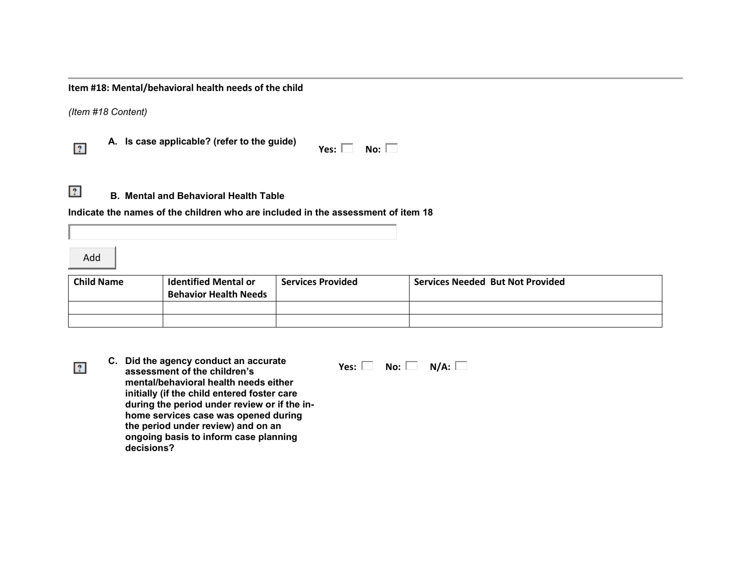### Item #18: Mental/behavioral health needs of the child

*(Item #18 Content)*

**A. Is case applicable? (refer to the guide)** **Yes:** ☐ **No:** ☐

**B. Mental and Behavioral Health Table**

**Indicate the names of the children who are included in the assessment of item 18**

Add

| Child Name | Identified Mental or Behavior Health Needs | Services Provided | Services Needed But Not Provided |
|---|---|---|---|
| | | | |
| | | | |

**C. Did the agency conduct an accurate assessment of the children's mental/behavioral health needs either initially (if the child entered foster care during the period under review or if the in-home services case was opened during the period under review) and on an ongoing basis to inform case planning decisions?** **Yes:** ☐ **No:** ☐ **N/A:** ☐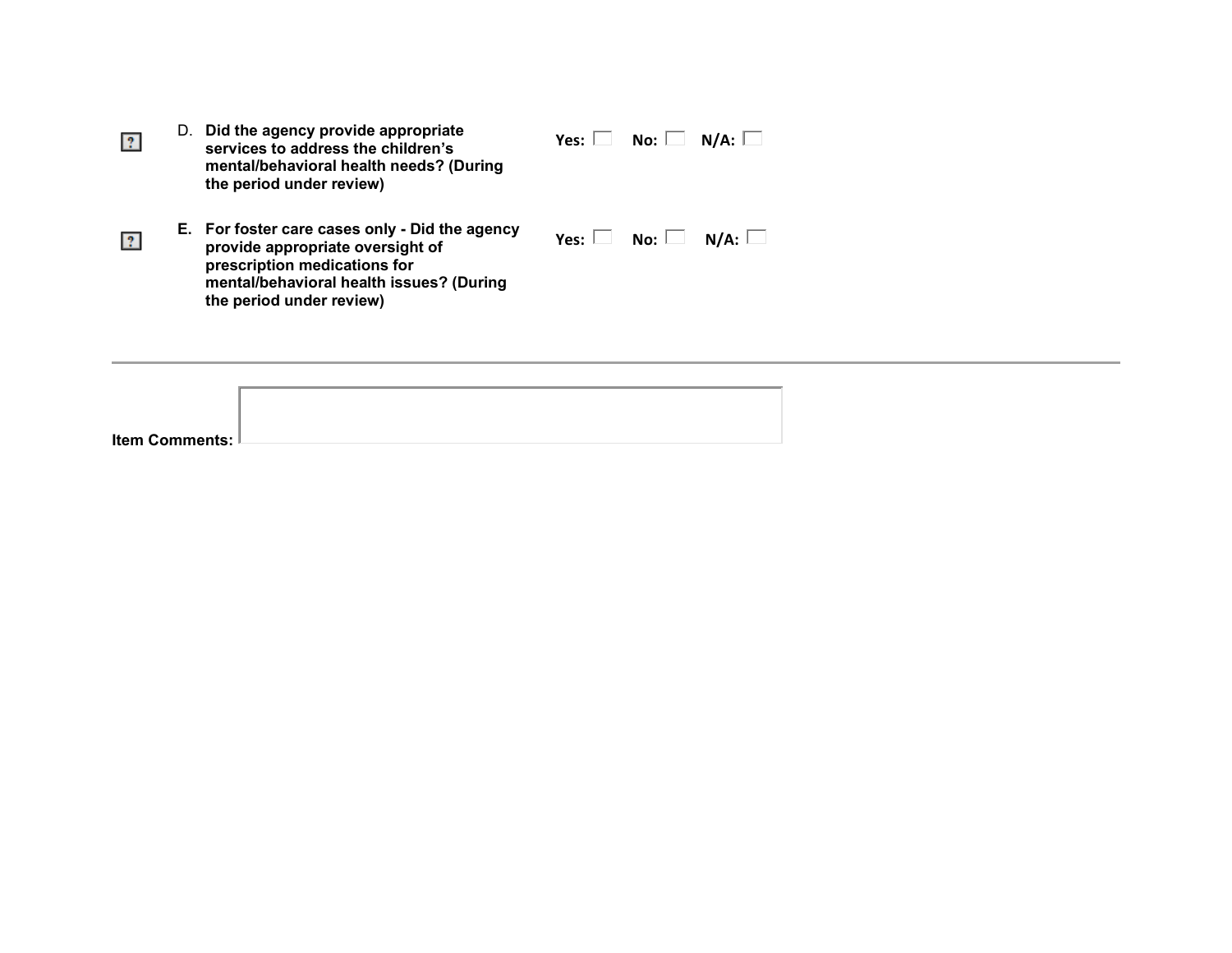D. **Did the agency provide appropriate services to address the children's mental/behavioral health needs? (During the period under review)**

**Yes:** ☐ **No:** ☐ **N/A:** ☐

**E. For foster care cases only - Did the agency provide appropriate oversight of prescription medications for mental/behavioral health issues? (During the period under review)**

**Yes:** ☐ **No:** ☐ **N/A:** ☐

---

**Item Comments:**